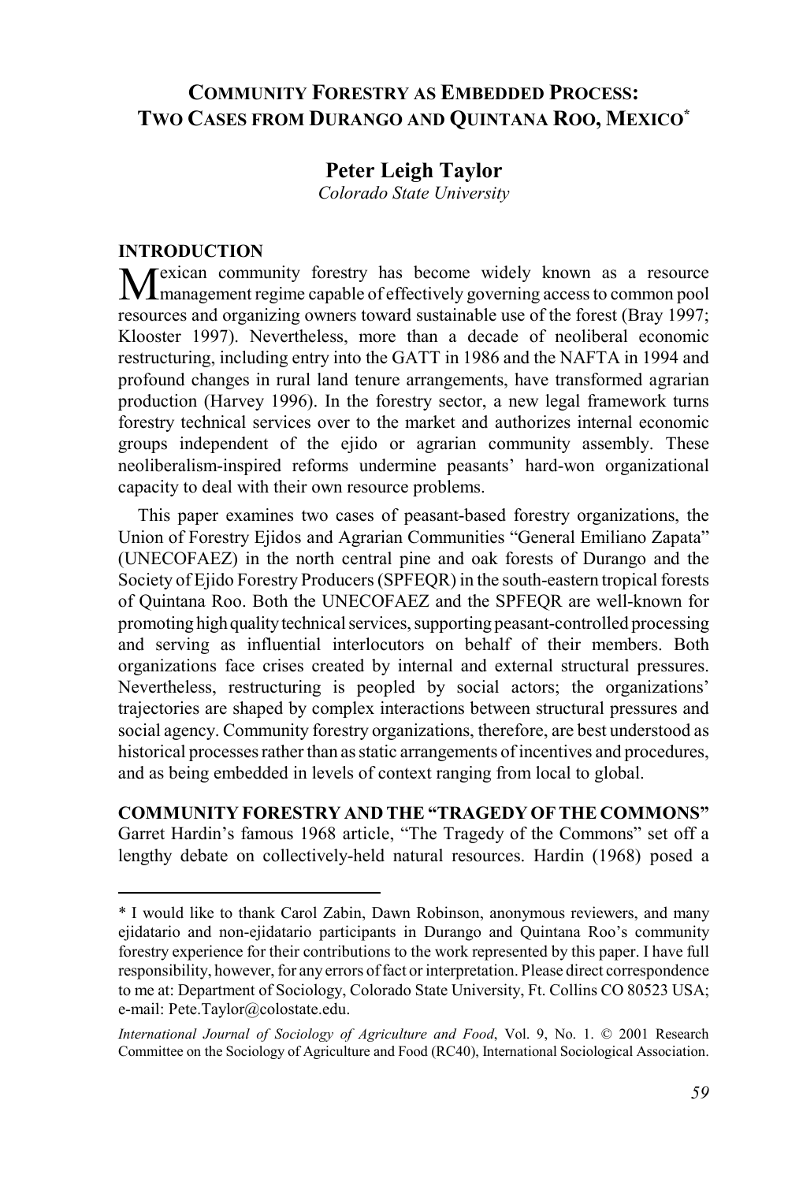# COMMUNITY FORESTRY AS EMBEDDED PROCESS: TWO CASES FROM DURANGO AND QUINTANA ROO, MEXICO*

**Peter Leigh Taylor**
*Colorado State University*

## INTRODUCTION

Mexican community forestry has become widely known as a resource management regime capable of effectively governing access to common pool resources and organizing owners toward sustainable use of the forest (Bray 1997; Klooster 1997). Nevertheless, more than a decade of neoliberal economic restructuring, including entry into the GATT in 1986 and the NAFTA in 1994 and profound changes in rural land tenure arrangements, have transformed agrarian production (Harvey 1996). In the forestry sector, a new legal framework turns forestry technical services over to the market and authorizes internal economic groups independent of the ejido or agrarian community assembly. These neoliberalism-inspired reforms undermine peasants' hard-won organizational capacity to deal with their own resource problems.

This paper examines two cases of peasant-based forestry organizations, the Union of Forestry Ejidos and Agrarian Communities "General Emiliano Zapata" (UNECOFAEZ) in the north central pine and oak forests of Durango and the Society of Ejido Forestry Producers (SPFEQR) in the south-eastern tropical forests of Quintana Roo. Both the UNECOFAEZ and the SPFEQR are well-known for promoting high quality technical services, supporting peasant-controlled processing and serving as influential interlocutors on behalf of their members. Both organizations face crises created by internal and external structural pressures. Nevertheless, restructuring is peopled by social actors; the organizations' trajectories are shaped by complex interactions between structural pressures and social agency. Community forestry organizations, therefore, are best understood as historical processes rather than as static arrangements of incentives and procedures, and as being embedded in levels of context ranging from local to global.

## COMMUNITY FORESTRY AND THE "TRAGEDY OF THE COMMONS"

Garret Hardin's famous 1968 article, "The Tragedy of the Commons" set off a lengthy debate on collectively-held natural resources. Hardin (1968) posed a

---

\* I would like to thank Carol Zabin, Dawn Robinson, anonymous reviewers, and many ejidatario and non-ejidatario participants in Durango and Quintana Roo's community forestry experience for their contributions to the work represented by this paper. I have full responsibility, however, for any errors of fact or interpretation. Please direct correspondence to me at: Department of Sociology, Colorado State University, Ft. Collins CO 80523 USA; e-mail: Pete.Taylor@colostate.edu.

*International Journal of Sociology of Agriculture and Food*, Vol. 9, No. 1. © 2001 Research Committee on the Sociology of Agriculture and Food (RC40), International Sociological Association.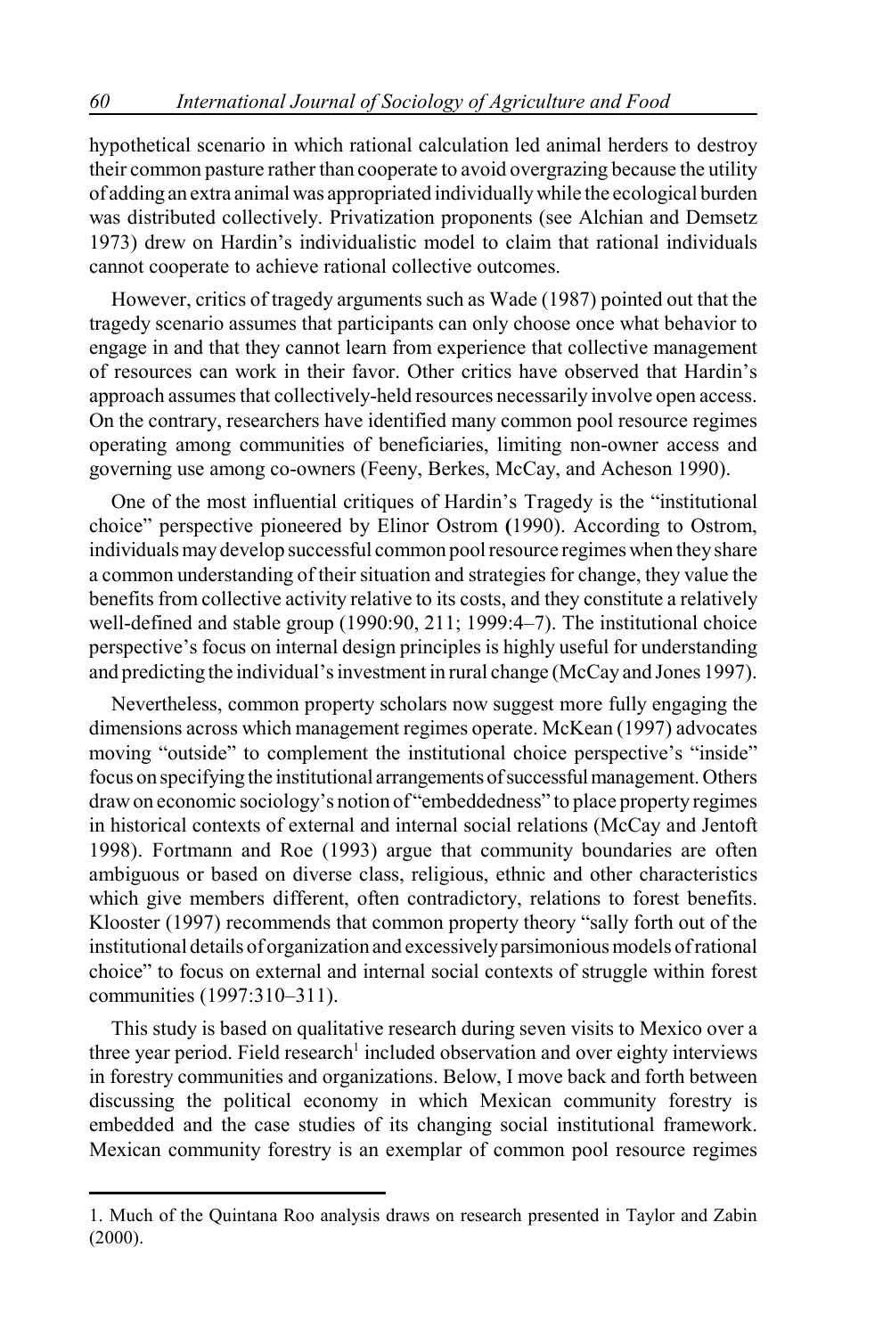hypothetical scenario in which rational calculation led animal herders to destroy their common pasture rather than cooperate to avoid overgrazing because the utility of adding an extra animal was appropriated individually while the ecological burden was distributed collectively. Privatization proponents (see Alchian and Demsetz 1973) drew on Hardin's individualistic model to claim that rational individuals cannot cooperate to achieve rational collective outcomes.

However, critics of tragedy arguments such as Wade (1987) pointed out that the tragedy scenario assumes that participants can only choose once what behavior to engage in and that they cannot learn from experience that collective management of resources can work in their favor. Other critics have observed that Hardin's approach assumes that collectively-held resources necessarily involve open access. On the contrary, researchers have identified many common pool resource regimes operating among communities of beneficiaries, limiting non-owner access and governing use among co-owners (Feeny, Berkes, McCay, and Acheson 1990).

One of the most influential critiques of Hardin's Tragedy is the "institutional choice" perspective pioneered by Elinor Ostrom (1990). According to Ostrom, individuals may develop successful common pool resource regimes when they share a common understanding of their situation and strategies for change, they value the benefits from collective activity relative to its costs, and they constitute a relatively well-defined and stable group (1990:90, 211; 1999:4–7). The institutional choice perspective's focus on internal design principles is highly useful for understanding and predicting the individual's investment in rural change (McCay and Jones 1997).

Nevertheless, common property scholars now suggest more fully engaging the dimensions across which management regimes operate. McKean (1997) advocates moving "outside" to complement the institutional choice perspective's "inside" focus on specifying the institutional arrangements of successful management. Others draw on economic sociology's notion of "embeddedness" to place property regimes in historical contexts of external and internal social relations (McCay and Jentoft 1998). Fortmann and Roe (1993) argue that community boundaries are often ambiguous or based on diverse class, religious, ethnic and other characteristics which give members different, often contradictory, relations to forest benefits. Klooster (1997) recommends that common property theory "sally forth out of the institutional details of organization and excessively parsimonious models of rational choice" to focus on external and internal social contexts of struggle within forest communities (1997:310–311).

This study is based on qualitative research during seven visits to Mexico over a three year period. Field research[1] included observation and over eighty interviews in forestry communities and organizations. Below, I move back and forth between discussing the political economy in which Mexican community forestry is embedded and the case studies of its changing social institutional framework. Mexican community forestry is an exemplar of common pool resource regimes

1. Much of the Quintana Roo analysis draws on research presented in Taylor and Zabin (2000).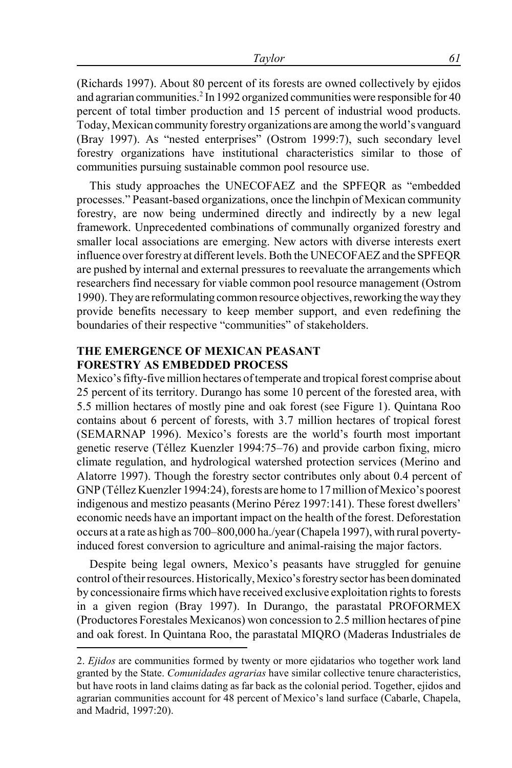(Richards 1997). About 80 percent of its forests are owned collectively by ejidos and agrarian communities.[2] In 1992 organized communities were responsible for 40 percent of total timber production and 15 percent of industrial wood products. Today, Mexican community forestry organizations are among the world's vanguard (Bray 1997). As "nested enterprises" (Ostrom 1999:7), such secondary level forestry organizations have institutional characteristics similar to those of communities pursuing sustainable common pool resource use.

This study approaches the UNECOFAEZ and the SPFEQR as "embedded processes." Peasant-based organizations, once the linchpin of Mexican community forestry, are now being undermined directly and indirectly by a new legal framework. Unprecedented combinations of communally organized forestry and smaller local associations are emerging. New actors with diverse interests exert influence over forestry at different levels. Both the UNECOFAEZ and the SPFEQR are pushed by internal and external pressures to reevaluate the arrangements which researchers find necessary for viable common pool resource management (Ostrom 1990). They are reformulating common resource objectives, reworking the way they provide benefits necessary to keep member support, and even redefining the boundaries of their respective "communities" of stakeholders.

## THE EMERGENCE OF MEXICAN PEASANT FORESTRY AS EMBEDDED PROCESS

Mexico's fifty-five million hectares of temperate and tropical forest comprise about 25 percent of its territory. Durango has some 10 percent of the forested area, with 5.5 million hectares of mostly pine and oak forest (see Figure 1). Quintana Roo contains about 6 percent of forests, with 3.7 million hectares of tropical forest (SEMARNAP 1996). Mexico's forests are the world's fourth most important genetic reserve (Téllez Kuenzler 1994:75–76) and provide carbon fixing, micro climate regulation, and hydrological watershed protection services (Merino and Alatorre 1997). Though the forestry sector contributes only about 0.4 percent of GNP (Téllez Kuenzler 1994:24), forests are home to 17 million of Mexico's poorest indigenous and mestizo peasants (Merino Pérez 1997:141). These forest dwellers' economic needs have an important impact on the health of the forest. Deforestation occurs at a rate as high as 700–800,000 ha./year (Chapela 1997), with rural poverty-induced forest conversion to agriculture and animal-raising the major factors.

Despite being legal owners, Mexico's peasants have struggled for genuine control of their resources. Historically, Mexico's forestry sector has been dominated by concessionaire firms which have received exclusive exploitation rights to forests in a given region (Bray 1997). In Durango, the parastatal PROFORMEX (Productores Forestales Mexicanos) won concession to 2.5 million hectares of pine and oak forest. In Quintana Roo, the parastatal MIQRO (Maderas Industriales de

---

2. *Ejidos* are communities formed by twenty or more ejidatarios who together work land granted by the State. *Comunidades agrarias* have similar collective tenure characteristics, but have roots in land claims dating as far back as the colonial period. Together, ejidos and agrarian communities account for 48 percent of Mexico's land surface (Cabarle, Chapela, and Madrid, 1997:20).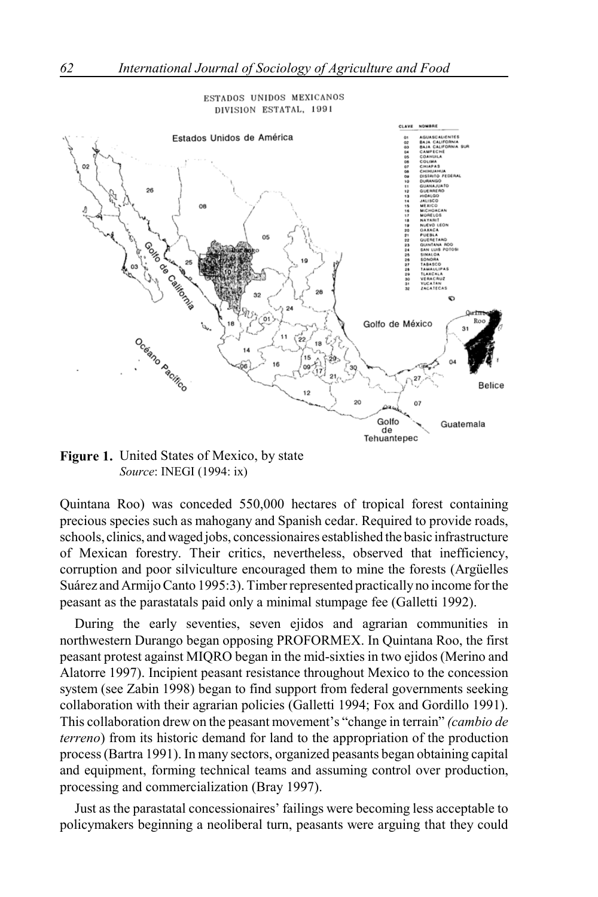ESTADOS UNIDOS MEXICANOS
DIVISION ESTATAL, 1991

Estados Unidos de América

CLAVE NOMBRE
01 AGUASCALIENTES
02 BAJA CALIFORNIA
03 BAJA CALIFORNIA SUR
04 CAMPECHE
05 COAHUILA
06 COLIMA
07 CHIAPAS
08 CHIHUAHUA
09 DISTRITO FEDERAL
10 DURANGO
11 GUANAJUATO
12 GUERRERO
13 HIDALGO
14 JALISCO
15 MEXICO
16 MICHOACAN
17 MORELOS
18 NAYARIT
19 NUEVO LEON
20 OAXACA
21 PUEBLA
22 QUERETARO
23 QUINTANA ROO
24 SAN LUIS POTOSI
25 SINALOA
26 SONORA
27 TABASCO
28 TAMAULIPAS
29 TLAXCALA
30 VERACRUZ
31 YUCATAN
32 ZACATECAS

Golfo de California
Océano Pacífico
Golfo de México
Golfo de Tehuantepec
Belice
Guatemala
Quintana Roo
Durango

**Figure 1.** United States of Mexico, by state
*Source*: INEGI (1994: ix)

Quintana Roo) was conceded 550,000 hectares of tropical forest containing precious species such as mahogany and Spanish cedar. Required to provide roads, schools, clinics, and waged jobs, concessionaires established the basic infrastructure of Mexican forestry. Their critics, nevertheless, observed that inefficiency, corruption and poor silviculture encouraged them to mine the forests (Argüelles Suárez and Armijo Canto 1995:3). Timber represented practically no income for the peasant as the parastatals paid only a minimal stumpage fee (Galletti 1992).

During the early seventies, seven ejidos and agrarian communities in northwestern Durango began opposing PROFORMEX. In Quintana Roo, the first peasant protest against MIQRO began in the mid-sixties in two ejidos (Merino and Alatorre 1997). Incipient peasant resistance throughout Mexico to the concession system (see Zabin 1998) began to find support from federal governments seeking collaboration with their agrarian policies (Galletti 1994; Fox and Gordillo 1991). This collaboration drew on the peasant movement's "change in terrain" *(cambio de terreno*) from its historic demand for land to the appropriation of the production process (Bartra 1991). In many sectors, organized peasants began obtaining capital and equipment, forming technical teams and assuming control over production, processing and commercialization (Bray 1997).

Just as the parastatal concessionaires' failings were becoming less acceptable to policymakers beginning a neoliberal turn, peasants were arguing that they could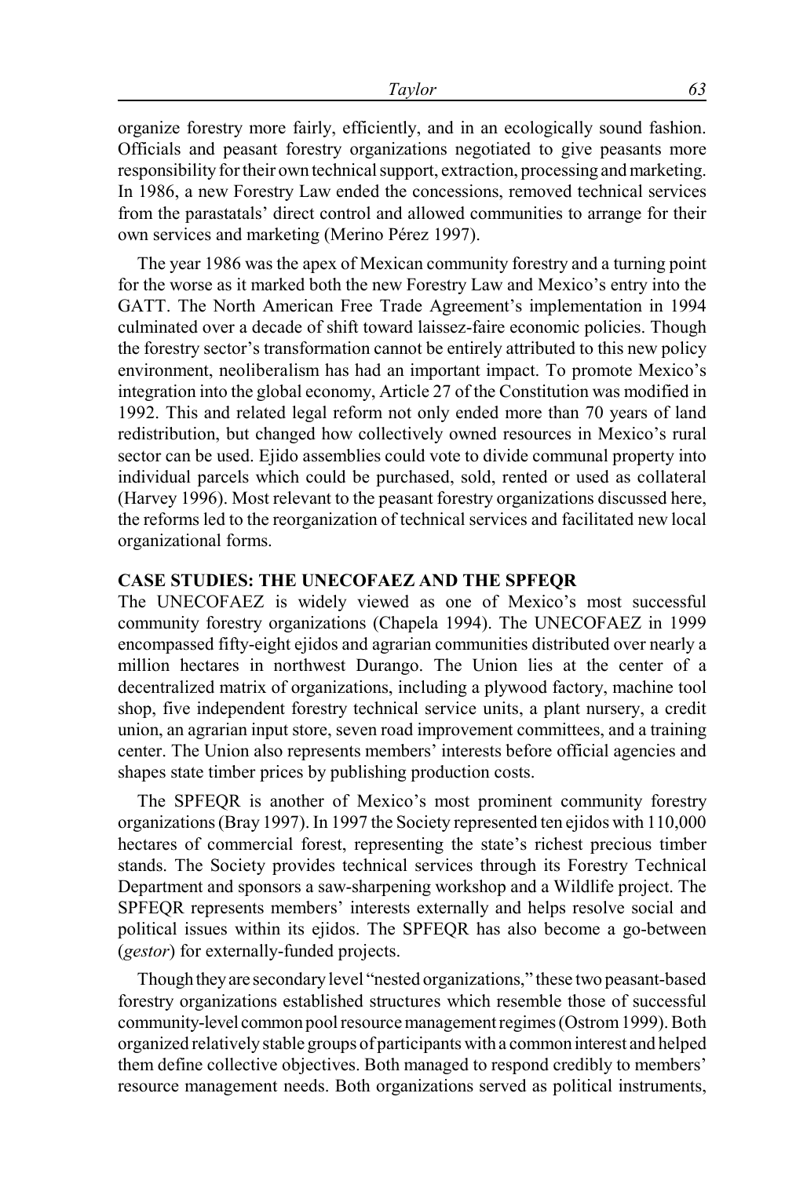organize forestry more fairly, efficiently, and in an ecologically sound fashion. Officials and peasant forestry organizations negotiated to give peasants more responsibility for their own technical support, extraction, processing and marketing. In 1986, a new Forestry Law ended the concessions, removed technical services from the parastatals' direct control and allowed communities to arrange for their own services and marketing (Merino Pérez 1997).

The year 1986 was the apex of Mexican community forestry and a turning point for the worse as it marked both the new Forestry Law and Mexico's entry into the GATT. The North American Free Trade Agreement's implementation in 1994 culminated over a decade of shift toward laissez-faire economic policies. Though the forestry sector's transformation cannot be entirely attributed to this new policy environment, neoliberalism has had an important impact. To promote Mexico's integration into the global economy, Article 27 of the Constitution was modified in 1992. This and related legal reform not only ended more than 70 years of land redistribution, but changed how collectively owned resources in Mexico's rural sector can be used. Ejido assemblies could vote to divide communal property into individual parcels which could be purchased, sold, rented or used as collateral (Harvey 1996). Most relevant to the peasant forestry organizations discussed here, the reforms led to the reorganization of technical services and facilitated new local organizational forms.

## CASE STUDIES: THE UNECOFAEZ AND THE SPFEQR

The UNECOFAEZ is widely viewed as one of Mexico's most successful community forestry organizations (Chapela 1994). The UNECOFAEZ in 1999 encompassed fifty-eight ejidos and agrarian communities distributed over nearly a million hectares in northwest Durango. The Union lies at the center of a decentralized matrix of organizations, including a plywood factory, machine tool shop, five independent forestry technical service units, a plant nursery, a credit union, an agrarian input store, seven road improvement committees, and a training center. The Union also represents members' interests before official agencies and shapes state timber prices by publishing production costs.

The SPFEQR is another of Mexico's most prominent community forestry organizations (Bray 1997). In 1997 the Society represented ten ejidos with 110,000 hectares of commercial forest, representing the state's richest precious timber stands. The Society provides technical services through its Forestry Technical Department and sponsors a saw-sharpening workshop and a Wildlife project. The SPFEQR represents members' interests externally and helps resolve social and political issues within its ejidos. The SPFEQR has also become a go-between (*gestor*) for externally-funded projects.

Though they are secondary level "nested organizations," these two peasant-based forestry organizations established structures which resemble those of successful community-level common pool resource management regimes (Ostrom 1999). Both organized relatively stable groups of participants with a common interest and helped them define collective objectives. Both managed to respond credibly to members' resource management needs. Both organizations served as political instruments,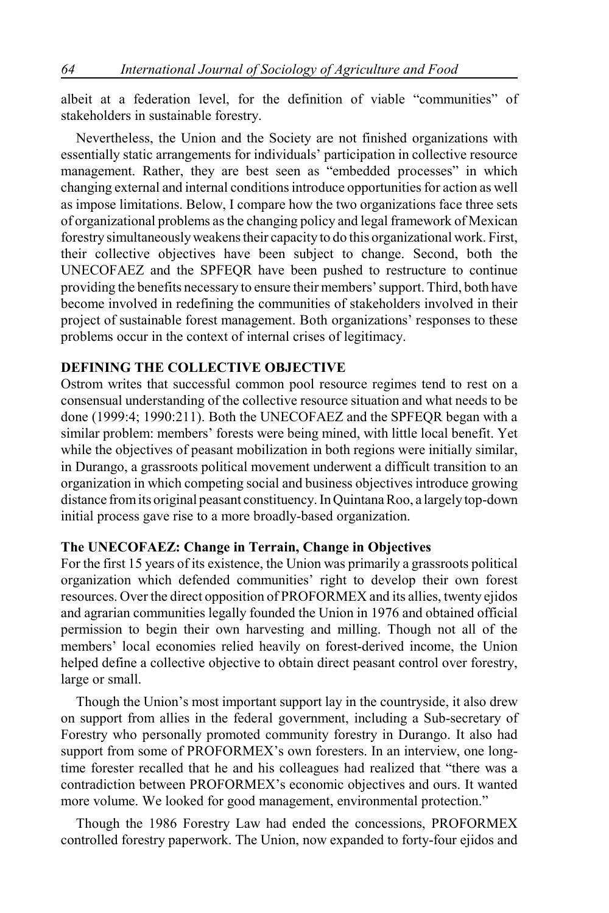albeit at a federation level, for the definition of viable "communities" of stakeholders in sustainable forestry.

Nevertheless, the Union and the Society are not finished organizations with essentially static arrangements for individuals' participation in collective resource management. Rather, they are best seen as "embedded processes" in which changing external and internal conditions introduce opportunities for action as well as impose limitations. Below, I compare how the two organizations face three sets of organizational problems as the changing policy and legal framework of Mexican forestry simultaneously weakens their capacity to do this organizational work. First, their collective objectives have been subject to change. Second, both the UNECOFAEZ and the SPFEQR have been pushed to restructure to continue providing the benefits necessary to ensure their members' support. Third, both have become involved in redefining the communities of stakeholders involved in their project of sustainable forest management. Both organizations' responses to these problems occur in the context of internal crises of legitimacy.

## DEFINING THE COLLECTIVE OBJECTIVE

Ostrom writes that successful common pool resource regimes tend to rest on a consensual understanding of the collective resource situation and what needs to be done (1999:4; 1990:211). Both the UNECOFAEZ and the SPFEQR began with a similar problem: members' forests were being mined, with little local benefit. Yet while the objectives of peasant mobilization in both regions were initially similar, in Durango, a grassroots political movement underwent a difficult transition to an organization in which competing social and business objectives introduce growing distance from its original peasant constituency. In Quintana Roo, a largely top-down initial process gave rise to a more broadly-based organization.

### The UNECOFAEZ: Change in Terrain, Change in Objectives

For the first 15 years of its existence, the Union was primarily a grassroots political organization which defended communities' right to develop their own forest resources. Over the direct opposition of PROFORMEX and its allies, twenty ejidos and agrarian communities legally founded the Union in 1976 and obtained official permission to begin their own harvesting and milling. Though not all of the members' local economies relied heavily on forest-derived income, the Union helped define a collective objective to obtain direct peasant control over forestry, large or small.

Though the Union's most important support lay in the countryside, it also drew on support from allies in the federal government, including a Sub-secretary of Forestry who personally promoted community forestry in Durango. It also had support from some of PROFORMEX's own foresters. In an interview, one long-time forester recalled that he and his colleagues had realized that "there was a contradiction between PROFORMEX's economic objectives and ours. It wanted more volume. We looked for good management, environmental protection."

Though the 1986 Forestry Law had ended the concessions, PROFORMEX controlled forestry paperwork. The Union, now expanded to forty-four ejidos and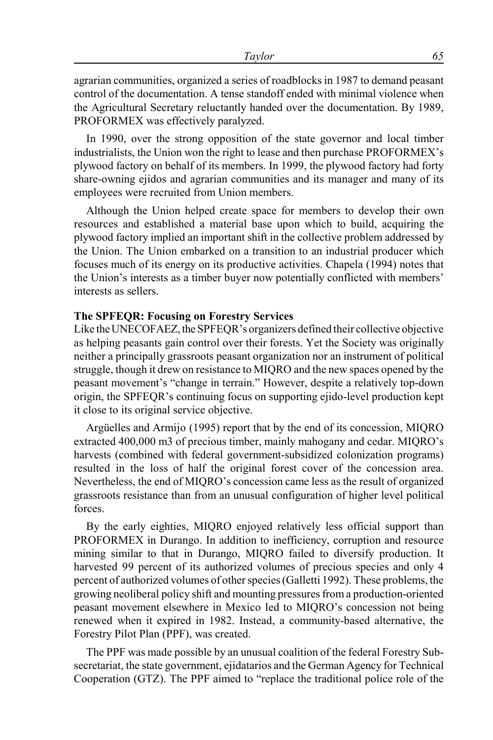agrarian communities, organized a series of roadblocks in 1987 to demand peasant control of the documentation. A tense standoff ended with minimal violence when the Agricultural Secretary reluctantly handed over the documentation. By 1989, PROFORMEX was effectively paralyzed.

In 1990, over the strong opposition of the state governor and local timber industrialists, the Union won the right to lease and then purchase PROFORMEX's plywood factory on behalf of its members. In 1999, the plywood factory had forty share-owning ejidos and agrarian communities and its manager and many of its employees were recruited from Union members.

Although the Union helped create space for members to develop their own resources and established a material base upon which to build, acquiring the plywood factory implied an important shift in the collective problem addressed by the Union. The Union embarked on a transition to an industrial producer which focuses much of its energy on its productive activities. Chapela (1994) notes that the Union's interests as a timber buyer now potentially conflicted with members' interests as sellers.

**The SPFEQR: Focusing on Forestry Services**

Like the UNECOFAEZ, the SPFEQR's organizers defined their collective objective as helping peasants gain control over their forests. Yet the Society was originally neither a principally grassroots peasant organization nor an instrument of political struggle, though it drew on resistance to MIQRO and the new spaces opened by the peasant movement's "change in terrain." However, despite a relatively top-down origin, the SPFEQR's continuing focus on supporting ejido-level production kept it close to its original service objective.

Argüelles and Armijo (1995) report that by the end of its concession, MIQRO extracted 400,000 m3 of precious timber, mainly mahogany and cedar. MIQRO's harvests (combined with federal government-subsidized colonization programs) resulted in the loss of half the original forest cover of the concession area. Nevertheless, the end of MIQRO's concession came less as the result of organized grassroots resistance than from an unusual configuration of higher level political forces.

By the early eighties, MIQRO enjoyed relatively less official support than PROFORMEX in Durango. In addition to inefficiency, corruption and resource mining similar to that in Durango, MIQRO failed to diversify production. It harvested 99 percent of its authorized volumes of precious species and only 4 percent of authorized volumes of other species (Galletti 1992). These problems, the growing neoliberal policy shift and mounting pressures from a production-oriented peasant movement elsewhere in Mexico led to MIQRO's concession not being renewed when it expired in 1982. Instead, a community-based alternative, the Forestry Pilot Plan (PPF), was created.

The PPF was made possible by an unusual coalition of the federal Forestry Sub-secretariat, the state government, ejidatarios and the German Agency for Technical Cooperation (GTZ). The PPF aimed to "replace the traditional police role of the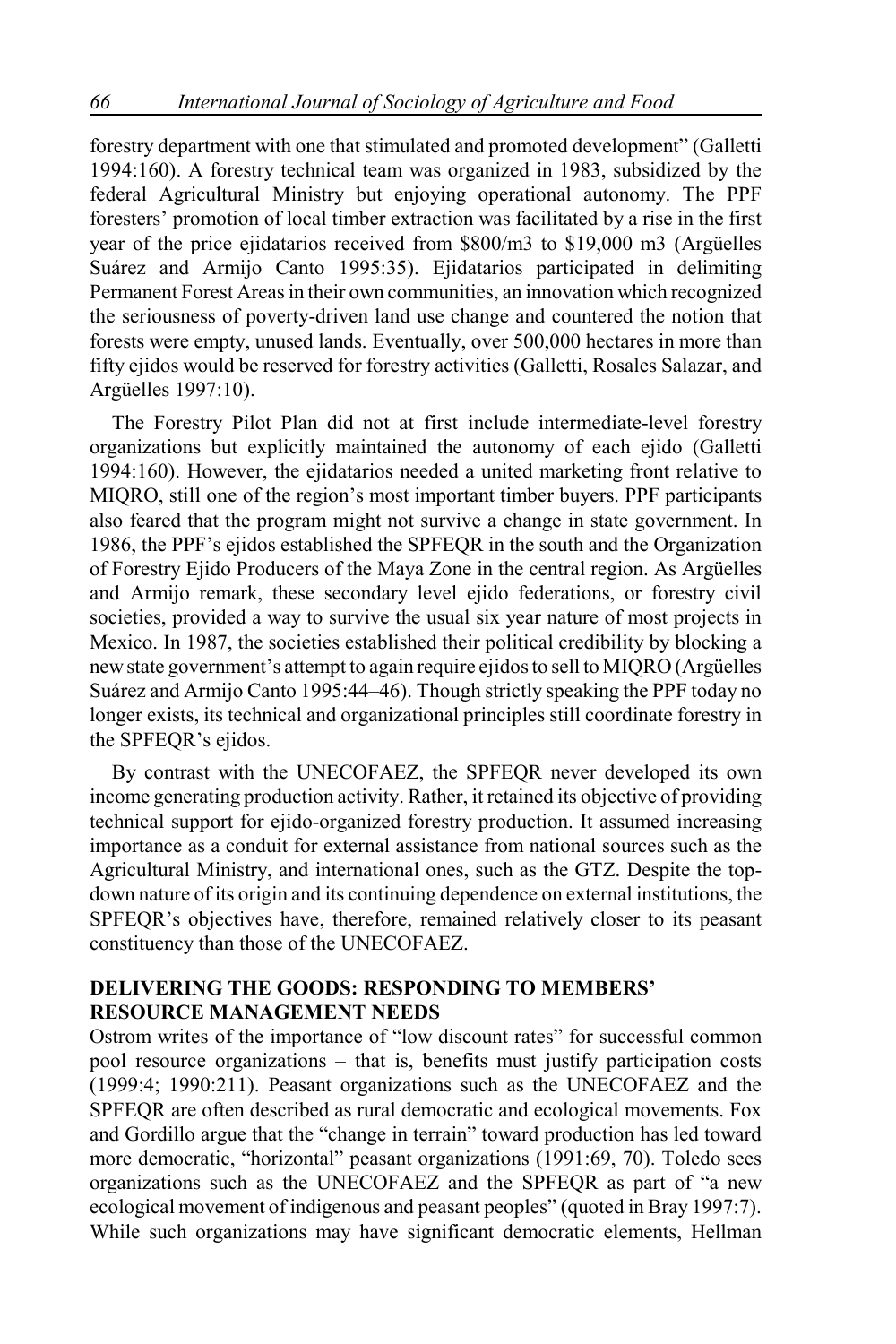forestry department with one that stimulated and promoted development" (Galletti 1994:160). A forestry technical team was organized in 1983, subsidized by the federal Agricultural Ministry but enjoying operational autonomy. The PPF foresters' promotion of local timber extraction was facilitated by a rise in the first year of the price ejidatarios received from \$800/m3 to \$19,000 m3 (Argüelles Suárez and Armijo Canto 1995:35). Ejidatarios participated in delimiting Permanent Forest Areas in their own communities, an innovation which recognized the seriousness of poverty-driven land use change and countered the notion that forests were empty, unused lands. Eventually, over 500,000 hectares in more than fifty ejidos would be reserved for forestry activities (Galletti, Rosales Salazar, and Argüelles 1997:10).

The Forestry Pilot Plan did not at first include intermediate-level forestry organizations but explicitly maintained the autonomy of each ejido (Galletti 1994:160). However, the ejidatarios needed a united marketing front relative to MIQRO, still one of the region's most important timber buyers. PPF participants also feared that the program might not survive a change in state government. In 1986, the PPF's ejidos established the SPFEQR in the south and the Organization of Forestry Ejido Producers of the Maya Zone in the central region. As Argüelles and Armijo remark, these secondary level ejido federations, or forestry civil societies, provided a way to survive the usual six year nature of most projects in Mexico. In 1987, the societies established their political credibility by blocking a new state government's attempt to again require ejidos to sell to MIQRO (Argüelles Suárez and Armijo Canto 1995:44–46). Though strictly speaking the PPF today no longer exists, its technical and organizational principles still coordinate forestry in the SPFEQR's ejidos.

By contrast with the UNECOFAEZ, the SPFEQR never developed its own income generating production activity. Rather, it retained its objective of providing technical support for ejido-organized forestry production. It assumed increasing importance as a conduit for external assistance from national sources such as the Agricultural Ministry, and international ones, such as the GTZ. Despite the top-down nature of its origin and its continuing dependence on external institutions, the SPFEQR's objectives have, therefore, remained relatively closer to its peasant constituency than those of the UNECOFAEZ.

## DELIVERING THE GOODS: RESPONDING TO MEMBERS' RESOURCE MANAGEMENT NEEDS

Ostrom writes of the importance of "low discount rates" for successful common pool resource organizations – that is, benefits must justify participation costs (1999:4; 1990:211). Peasant organizations such as the UNECOFAEZ and the SPFEQR are often described as rural democratic and ecological movements. Fox and Gordillo argue that the "change in terrain" toward production has led toward more democratic, "horizontal" peasant organizations (1991:69, 70). Toledo sees organizations such as the UNECOFAEZ and the SPFEQR as part of "a new ecological movement of indigenous and peasant peoples" (quoted in Bray 1997:7). While such organizations may have significant democratic elements, Hellman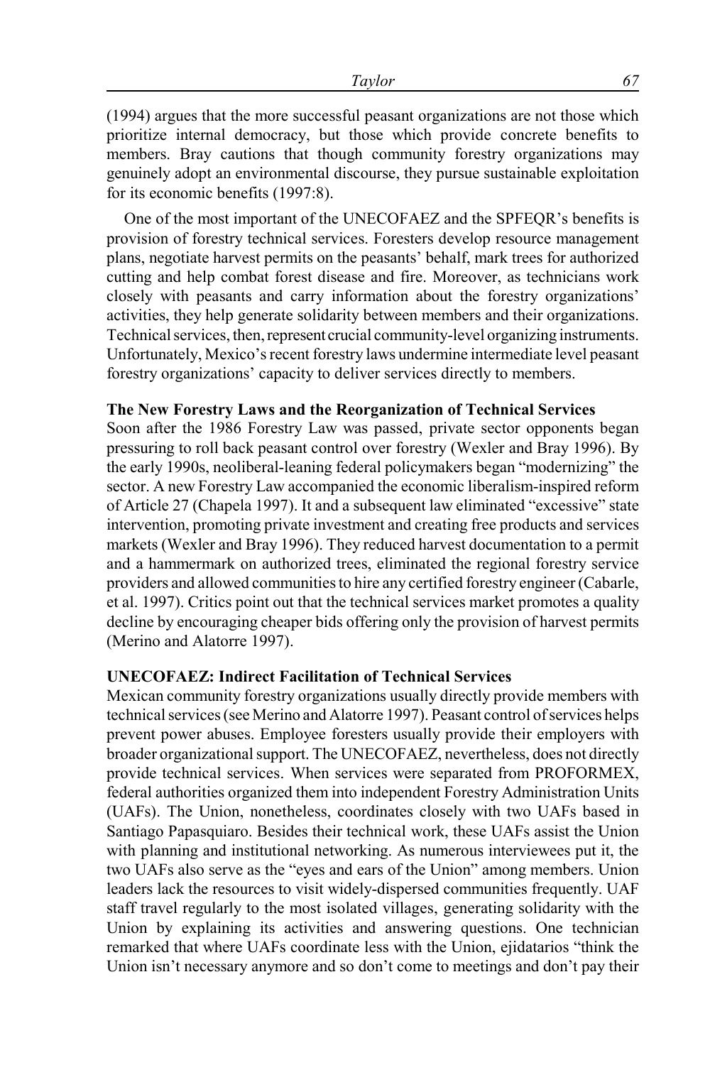(1994) argues that the more successful peasant organizations are not those which prioritize internal democracy, but those which provide concrete benefits to members. Bray cautions that though community forestry organizations may genuinely adopt an environmental discourse, they pursue sustainable exploitation for its economic benefits (1997:8).

One of the most important of the UNECOFAEZ and the SPFEQR's benefits is provision of forestry technical services. Foresters develop resource management plans, negotiate harvest permits on the peasants' behalf, mark trees for authorized cutting and help combat forest disease and fire. Moreover, as technicians work closely with peasants and carry information about the forestry organizations' activities, they help generate solidarity between members and their organizations. Technical services, then, represent crucial community-level organizing instruments. Unfortunately, Mexico's recent forestry laws undermine intermediate level peasant forestry organizations' capacity to deliver services directly to members.

### The New Forestry Laws and the Reorganization of Technical Services

Soon after the 1986 Forestry Law was passed, private sector opponents began pressuring to roll back peasant control over forestry (Wexler and Bray 1996). By the early 1990s, neoliberal-leaning federal policymakers began "modernizing" the sector. A new Forestry Law accompanied the economic liberalism-inspired reform of Article 27 (Chapela 1997). It and a subsequent law eliminated "excessive" state intervention, promoting private investment and creating free products and services markets (Wexler and Bray 1996). They reduced harvest documentation to a permit and a hammermark on authorized trees, eliminated the regional forestry service providers and allowed communities to hire any certified forestry engineer (Cabarle, et al. 1997). Critics point out that the technical services market promotes a quality decline by encouraging cheaper bids offering only the provision of harvest permits (Merino and Alatorre 1997).

### UNECOFAEZ: Indirect Facilitation of Technical Services

Mexican community forestry organizations usually directly provide members with technical services (see Merino and Alatorre 1997). Peasant control of services helps prevent power abuses. Employee foresters usually provide their employers with broader organizational support. The UNECOFAEZ, nevertheless, does not directly provide technical services. When services were separated from PROFORMEX, federal authorities organized them into independent Forestry Administration Units (UAFs). The Union, nonetheless, coordinates closely with two UAFs based in Santiago Papasquiaro. Besides their technical work, these UAFs assist the Union with planning and institutional networking. As numerous interviewees put it, the two UAFs also serve as the "eyes and ears of the Union" among members. Union leaders lack the resources to visit widely-dispersed communities frequently. UAF staff travel regularly to the most isolated villages, generating solidarity with the Union by explaining its activities and answering questions. One technician remarked that where UAFs coordinate less with the Union, ejidatarios "think the Union isn't necessary anymore and so don't come to meetings and don't pay their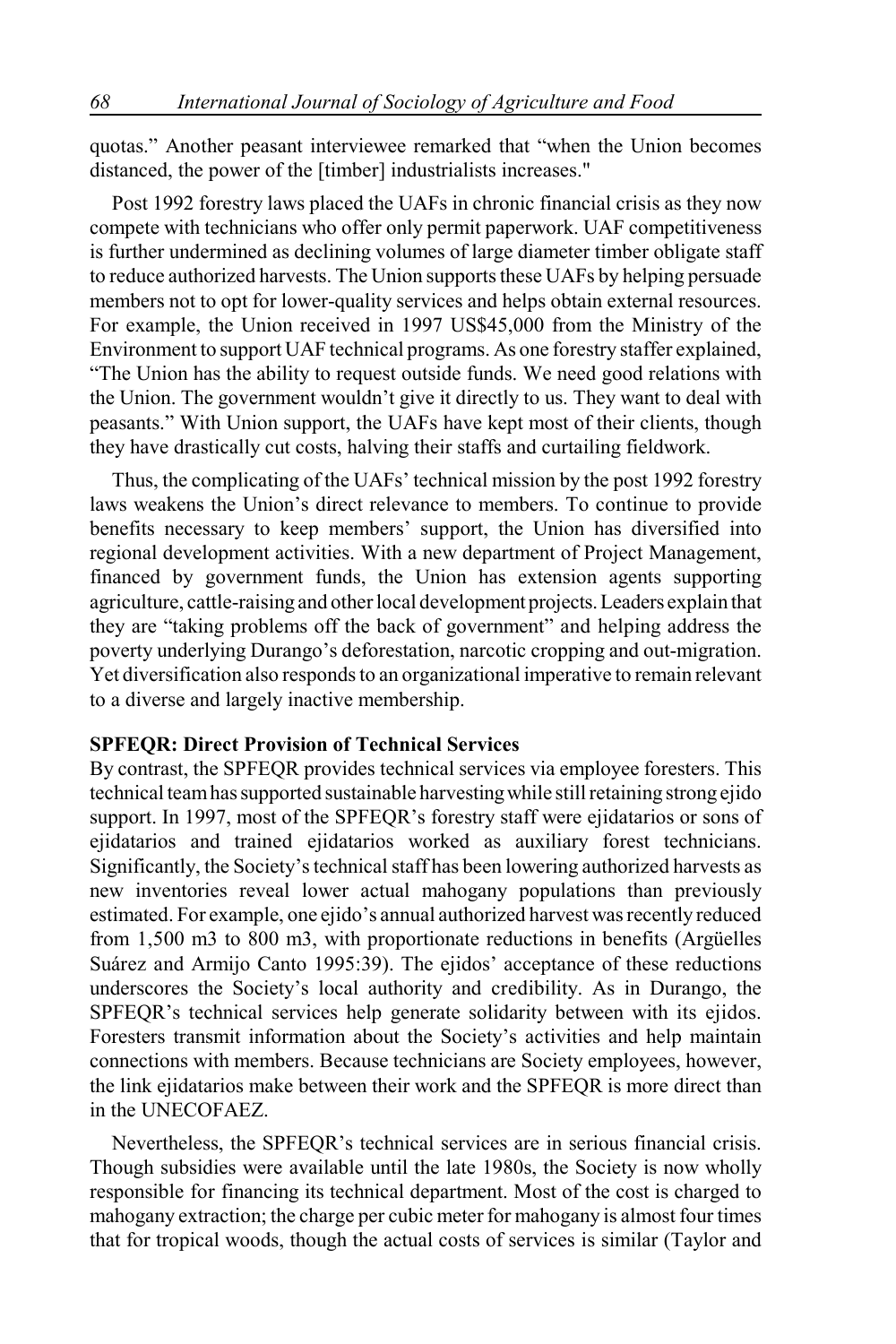quotas." Another peasant interviewee remarked that "when the Union becomes distanced, the power of the [timber] industrialists increases."

Post 1992 forestry laws placed the UAFs in chronic financial crisis as they now compete with technicians who offer only permit paperwork. UAF competitiveness is further undermined as declining volumes of large diameter timber obligate staff to reduce authorized harvests. The Union supports these UAFs by helping persuade members not to opt for lower-quality services and helps obtain external resources. For example, the Union received in 1997 US$45,000 from the Ministry of the Environment to support UAF technical programs. As one forestry staffer explained, "The Union has the ability to request outside funds. We need good relations with the Union. The government wouldn't give it directly to us. They want to deal with peasants." With Union support, the UAFs have kept most of their clients, though they have drastically cut costs, halving their staffs and curtailing fieldwork.

Thus, the complicating of the UAFs' technical mission by the post 1992 forestry laws weakens the Union's direct relevance to members. To continue to provide benefits necessary to keep members' support, the Union has diversified into regional development activities. With a new department of Project Management, financed by government funds, the Union has extension agents supporting agriculture, cattle-raising and other local development projects. Leaders explain that they are "taking problems off the back of government" and helping address the poverty underlying Durango's deforestation, narcotic cropping and out-migration. Yet diversification also responds to an organizational imperative to remain relevant to a diverse and largely inactive membership.

**SPFEQR: Direct Provision of Technical Services**

By contrast, the SPFEQR provides technical services via employee foresters. This technical team has supported sustainable harvesting while still retaining strong ejido support. In 1997, most of the SPFEQR's forestry staff were ejidatarios or sons of ejidatarios and trained ejidatarios worked as auxiliary forest technicians. Significantly, the Society's technical staff has been lowering authorized harvests as new inventories reveal lower actual mahogany populations than previously estimated. For example, one ejido's annual authorized harvest was recently reduced from 1,500 m3 to 800 m3, with proportionate reductions in benefits (Argüelles Suárez and Armijo Canto 1995:39). The ejidos' acceptance of these reductions underscores the Society's local authority and credibility. As in Durango, the SPFEQR's technical services help generate solidarity between with its ejidos. Foresters transmit information about the Society's activities and help maintain connections with members. Because technicians are Society employees, however, the link ejidatarios make between their work and the SPFEQR is more direct than in the UNECOFAEZ.

Nevertheless, the SPFEQR's technical services are in serious financial crisis. Though subsidies were available until the late 1980s, the Society is now wholly responsible for financing its technical department. Most of the cost is charged to mahogany extraction; the charge per cubic meter for mahogany is almost four times that for tropical woods, though the actual costs of services is similar (Taylor and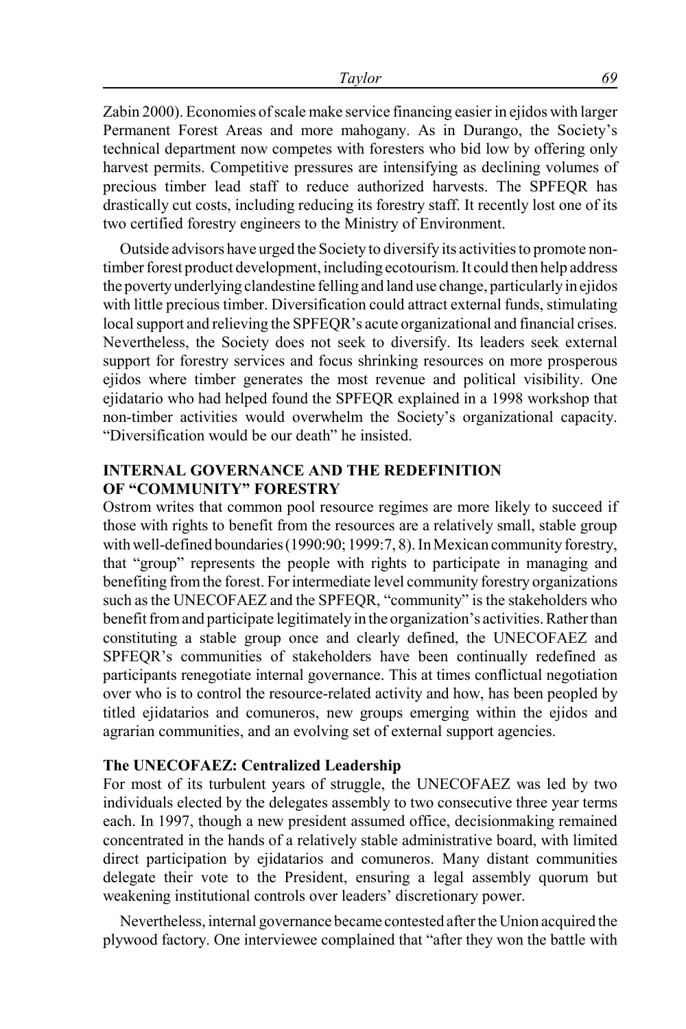Zabin 2000). Economies of scale make service financing easier in ejidos with larger Permanent Forest Areas and more mahogany. As in Durango, the Society's technical department now competes with foresters who bid low by offering only harvest permits. Competitive pressures are intensifying as declining volumes of precious timber lead staff to reduce authorized harvests. The SPFEQR has drastically cut costs, including reducing its forestry staff. It recently lost one of its two certified forestry engineers to the Ministry of Environment.

Outside advisors have urged the Society to diversify its activities to promote non-timber forest product development, including ecotourism. It could then help address the poverty underlying clandestine felling and land use change, particularly in ejidos with little precious timber. Diversification could attract external funds, stimulating local support and relieving the SPFEQR's acute organizational and financial crises. Nevertheless, the Society does not seek to diversify. Its leaders seek external support for forestry services and focus shrinking resources on more prosperous ejidos where timber generates the most revenue and political visibility. One ejidatario who had helped found the SPFEQR explained in a 1998 workshop that non-timber activities would overwhelm the Society's organizational capacity. "Diversification would be our death" he insisted.

## INTERNAL GOVERNANCE AND THE REDEFINITION OF "COMMUNITY" FORESTRY

Ostrom writes that common pool resource regimes are more likely to succeed if those with rights to benefit from the resources are a relatively small, stable group with well-defined boundaries (1990:90; 1999:7, 8). In Mexican community forestry, that "group" represents the people with rights to participate in managing and benefiting from the forest. For intermediate level community forestry organizations such as the UNECOFAEZ and the SPFEQR, "community" is the stakeholders who benefit from and participate legitimately in the organization's activities. Rather than constituting a stable group once and clearly defined, the UNECOFAEZ and SPFEQR's communities of stakeholders have been continually redefined as participants renegotiate internal governance. This at times conflictual negotiation over who is to control the resource-related activity and how, has been peopled by titled ejidatarios and comuneros, new groups emerging within the ejidos and agrarian communities, and an evolving set of external support agencies.

### The UNECOFAEZ: Centralized Leadership

For most of its turbulent years of struggle, the UNECOFAEZ was led by two individuals elected by the delegates assembly to two consecutive three year terms each. In 1997, though a new president assumed office, decisionmaking remained concentrated in the hands of a relatively stable administrative board, with limited direct participation by ejidatarios and comuneros. Many distant communities delegate their vote to the President, ensuring a legal assembly quorum but weakening institutional controls over leaders' discretionary power.

Nevertheless, internal governance became contested after the Union acquired the plywood factory. One interviewee complained that "after they won the battle with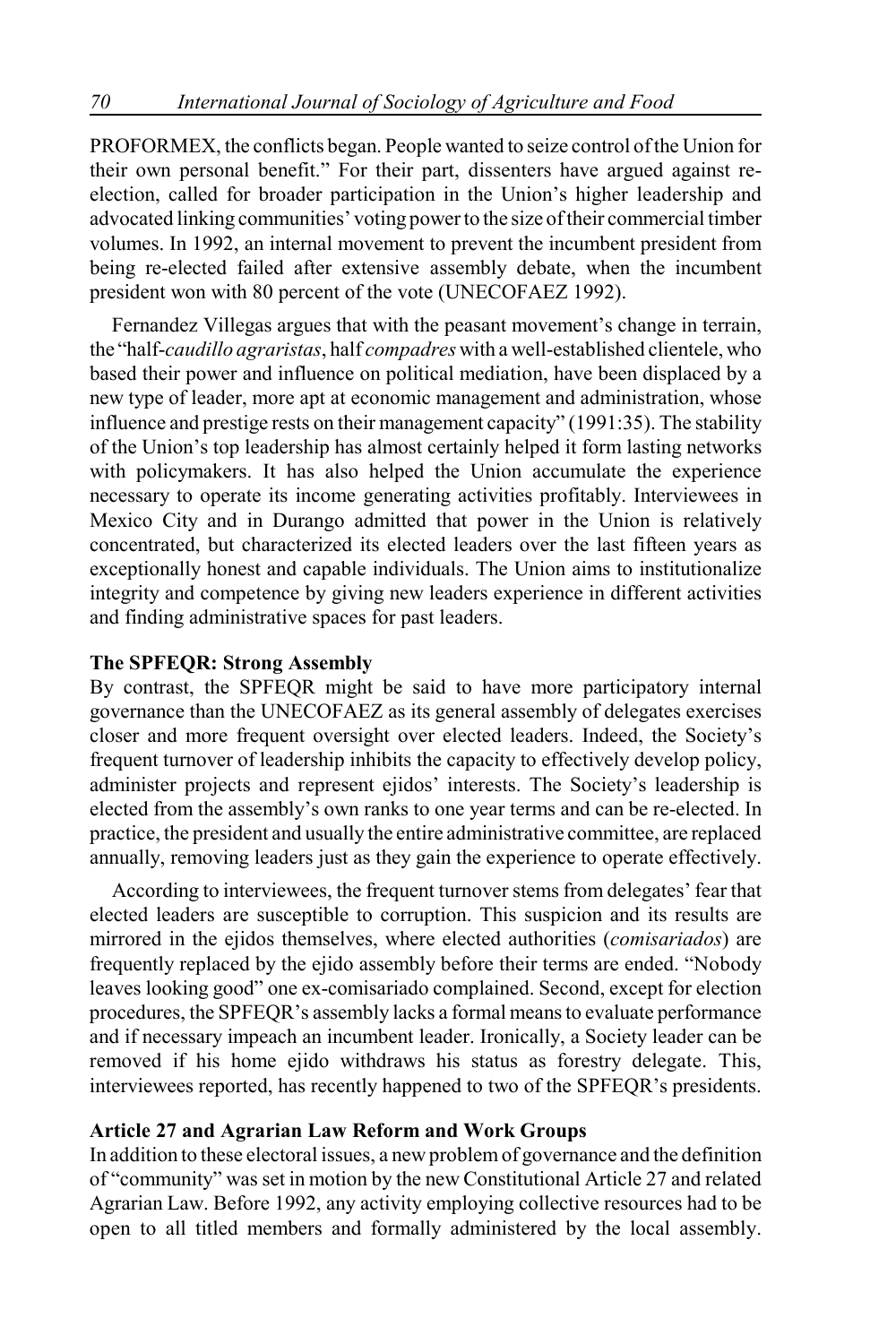PROFORMEX, the conflicts began. People wanted to seize control of the Union for their own personal benefit." For their part, dissenters have argued against re-election, called for broader participation in the Union's higher leadership and advocated linking communities' voting power to the size of their commercial timber volumes. In 1992, an internal movement to prevent the incumbent president from being re-elected failed after extensive assembly debate, when the incumbent president won with 80 percent of the vote (UNECOFAEZ 1992).

Fernandez Villegas argues that with the peasant movement's change in terrain, the "half-*caudillo agraristas*, half *compadres* with a well-established clientele, who based their power and influence on political mediation, have been displaced by a new type of leader, more apt at economic management and administration, whose influence and prestige rests on their management capacity" (1991:35). The stability of the Union's top leadership has almost certainly helped it form lasting networks with policymakers. It has also helped the Union accumulate the experience necessary to operate its income generating activities profitably. Interviewees in Mexico City and in Durango admitted that power in the Union is relatively concentrated, but characterized its elected leaders over the last fifteen years as exceptionally honest and capable individuals. The Union aims to institutionalize integrity and competence by giving new leaders experience in different activities and finding administrative spaces for past leaders.

**The SPFEQR: Strong Assembly**

By contrast, the SPFEQR might be said to have more participatory internal governance than the UNECOFAEZ as its general assembly of delegates exercises closer and more frequent oversight over elected leaders. Indeed, the Society's frequent turnover of leadership inhibits the capacity to effectively develop policy, administer projects and represent ejidos' interests. The Society's leadership is elected from the assembly's own ranks to one year terms and can be re-elected. In practice, the president and usually the entire administrative committee, are replaced annually, removing leaders just as they gain the experience to operate effectively.

According to interviewees, the frequent turnover stems from delegates' fear that elected leaders are susceptible to corruption. This suspicion and its results are mirrored in the ejidos themselves, where elected authorities (*comisariados*) are frequently replaced by the ejido assembly before their terms are ended. "Nobody leaves looking good" one ex-comisariado complained. Second, except for election procedures, the SPFEQR's assembly lacks a formal means to evaluate performance and if necessary impeach an incumbent leader. Ironically, a Society leader can be removed if his home ejido withdraws his status as forestry delegate. This, interviewees reported, has recently happened to two of the SPFEQR's presidents.

**Article 27 and Agrarian Law Reform and Work Groups**

In addition to these electoral issues, a new problem of governance and the definition of "community" was set in motion by the new Constitutional Article 27 and related Agrarian Law. Before 1992, any activity employing collective resources had to be open to all titled members and formally administered by the local assembly.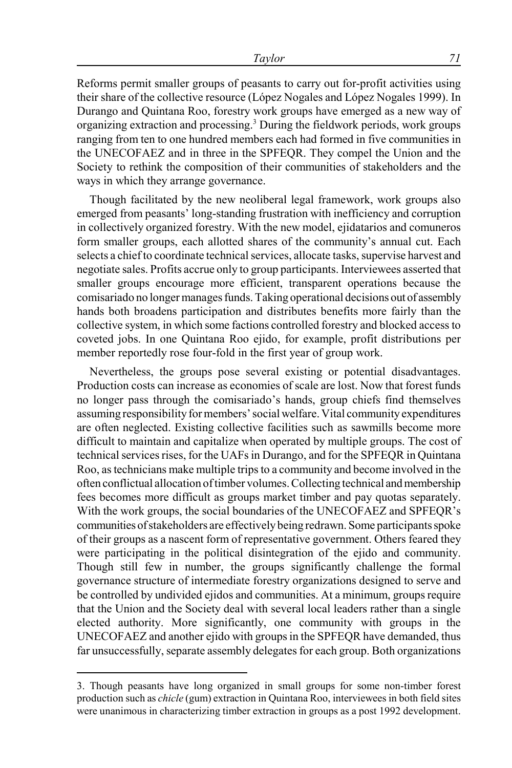Reforms permit smaller groups of peasants to carry out for-profit activities using their share of the collective resource (López Nogales and López Nogales 1999). In Durango and Quintana Roo, forestry work groups have emerged as a new way of organizing extraction and processing.[3] During the fieldwork periods, work groups ranging from ten to one hundred members each had formed in five communities in the UNECOFAEZ and in three in the SPFEQR. They compel the Union and the Society to rethink the composition of their communities of stakeholders and the ways in which they arrange governance.

Though facilitated by the new neoliberal legal framework, work groups also emerged from peasants' long-standing frustration with inefficiency and corruption in collectively organized forestry. With the new model, ejidatarios and comuneros form smaller groups, each allotted shares of the community's annual cut. Each selects a chief to coordinate technical services, allocate tasks, supervise harvest and negotiate sales. Profits accrue only to group participants. Interviewees asserted that smaller groups encourage more efficient, transparent operations because the comisariado no longer manages funds. Taking operational decisions out of assembly hands both broadens participation and distributes benefits more fairly than the collective system, in which some factions controlled forestry and blocked access to coveted jobs. In one Quintana Roo ejido, for example, profit distributions per member reportedly rose four-fold in the first year of group work.

Nevertheless, the groups pose several existing or potential disadvantages. Production costs can increase as economies of scale are lost. Now that forest funds no longer pass through the comisariado's hands, group chiefs find themselves assuming responsibility for members' social welfare. Vital community expenditures are often neglected. Existing collective facilities such as sawmills become more difficult to maintain and capitalize when operated by multiple groups. The cost of technical services rises, for the UAFs in Durango, and for the SPFEQR in Quintana Roo, as technicians make multiple trips to a community and become involved in the often conflictual allocation of timber volumes. Collecting technical and membership fees becomes more difficult as groups market timber and pay quotas separately. With the work groups, the social boundaries of the UNECOFAEZ and SPFEQR's communities of stakeholders are effectively being redrawn. Some participants spoke of their groups as a nascent form of representative government. Others feared they were participating in the political disintegration of the ejido and community. Though still few in number, the groups significantly challenge the formal governance structure of intermediate forestry organizations designed to serve and be controlled by undivided ejidos and communities. At a minimum, groups require that the Union and the Society deal with several local leaders rather than a single elected authority. More significantly, one community with groups in the UNECOFAEZ and another ejido with groups in the SPFEQR have demanded, thus far unsuccessfully, separate assembly delegates for each group. Both organizations

3. Though peasants have long organized in small groups for some non-timber forest production such as *chicle* (gum) extraction in Quintana Roo, interviewees in both field sites were unanimous in characterizing timber extraction in groups as a post 1992 development.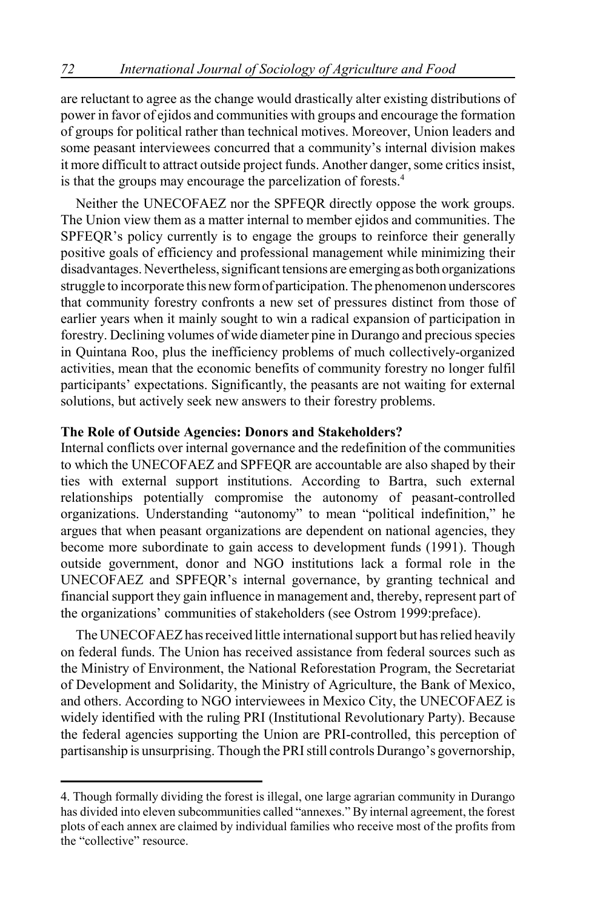are reluctant to agree as the change would drastically alter existing distributions of power in favor of ejidos and communities with groups and encourage the formation of groups for political rather than technical motives. Moreover, Union leaders and some peasant interviewees concurred that a community's internal division makes it more difficult to attract outside project funds. Another danger, some critics insist, is that the groups may encourage the parcelization of forests.[4]

Neither the UNECOFAEZ nor the SPFEQR directly oppose the work groups. The Union view them as a matter internal to member ejidos and communities. The SPFEQR's policy currently is to engage the groups to reinforce their generally positive goals of efficiency and professional management while minimizing their disadvantages. Nevertheless, significant tensions are emerging as both organizations struggle to incorporate this new form of participation. The phenomenon underscores that community forestry confronts a new set of pressures distinct from those of earlier years when it mainly sought to win a radical expansion of participation in forestry. Declining volumes of wide diameter pine in Durango and precious species in Quintana Roo, plus the inefficiency problems of much collectively-organized activities, mean that the economic benefits of community forestry no longer fulfil participants' expectations. Significantly, the peasants are not waiting for external solutions, but actively seek new answers to their forestry problems.

**The Role of Outside Agencies: Donors and Stakeholders?**

Internal conflicts over internal governance and the redefinition of the communities to which the UNECOFAEZ and SPFEQR are accountable are also shaped by their ties with external support institutions. According to Bartra, such external relationships potentially compromise the autonomy of peasant-controlled organizations. Understanding "autonomy" to mean "political indefinition," he argues that when peasant organizations are dependent on national agencies, they become more subordinate to gain access to development funds (1991). Though outside government, donor and NGO institutions lack a formal role in the UNECOFAEZ and SPFEQR's internal governance, by granting technical and financial support they gain influence in management and, thereby, represent part of the organizations' communities of stakeholders (see Ostrom 1999:preface).

The UNECOFAEZ has received little international support but has relied heavily on federal funds. The Union has received assistance from federal sources such as the Ministry of Environment, the National Reforestation Program, the Secretariat of Development and Solidarity, the Ministry of Agriculture, the Bank of Mexico, and others. According to NGO interviewees in Mexico City, the UNECOFAEZ is widely identified with the ruling PRI (Institutional Revolutionary Party). Because the federal agencies supporting the Union are PRI-controlled, this perception of partisanship is unsurprising. Though the PRI still controls Durango's governorship,

4. Though formally dividing the forest is illegal, one large agrarian community in Durango has divided into eleven subcommunities called "annexes." By internal agreement, the forest plots of each annex are claimed by individual families who receive most of the profits from the "collective" resource.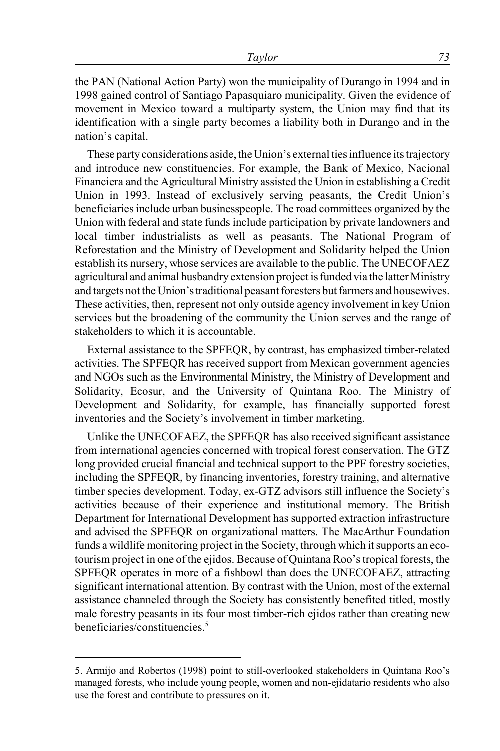the PAN (National Action Party) won the municipality of Durango in 1994 and in 1998 gained control of Santiago Papasquiaro municipality. Given the evidence of movement in Mexico toward a multiparty system, the Union may find that its identification with a single party becomes a liability both in Durango and in the nation's capital.

These party considerations aside, the Union's external ties influence its trajectory and introduce new constituencies. For example, the Bank of Mexico, Nacional Financiera and the Agricultural Ministry assisted the Union in establishing a Credit Union in 1993. Instead of exclusively serving peasants, the Credit Union's beneficiaries include urban businesspeople. The road committees organized by the Union with federal and state funds include participation by private landowners and local timber industrialists as well as peasants. The National Program of Reforestation and the Ministry of Development and Solidarity helped the Union establish its nursery, whose services are available to the public. The UNECOFAEZ agricultural and animal husbandry extension project is funded via the latter Ministry and targets not the Union's traditional peasant foresters but farmers and housewives. These activities, then, represent not only outside agency involvement in key Union services but the broadening of the community the Union serves and the range of stakeholders to which it is accountable.

External assistance to the SPFEQR, by contrast, has emphasized timber-related activities. The SPFEQR has received support from Mexican government agencies and NGOs such as the Environmental Ministry, the Ministry of Development and Solidarity, Ecosur, and the University of Quintana Roo. The Ministry of Development and Solidarity, for example, has financially supported forest inventories and the Society's involvement in timber marketing.

Unlike the UNECOFAEZ, the SPFEQR has also received significant assistance from international agencies concerned with tropical forest conservation. The GTZ long provided crucial financial and technical support to the PPF forestry societies, including the SPFEQR, by financing inventories, forestry training, and alternative timber species development. Today, ex-GTZ advisors still influence the Society's activities because of their experience and institutional memory. The British Department for International Development has supported extraction infrastructure and advised the SPFEQR on organizational matters. The MacArthur Foundation funds a wildlife monitoring project in the Society, through which it supports an eco-tourism project in one of the ejidos. Because of Quintana Roo's tropical forests, the SPFEQR operates in more of a fishbowl than does the UNECOFAEZ, attracting significant international attention. By contrast with the Union, most of the external assistance channeled through the Society has consistently benefited titled, mostly male forestry peasants in its four most timber-rich ejidos rather than creating new beneficiaries/constituencies.[5]

5. Armijo and Robertos (1998) point to still-overlooked stakeholders in Quintana Roo's managed forests, who include young people, women and non-ejidatario residents who also use the forest and contribute to pressures on it.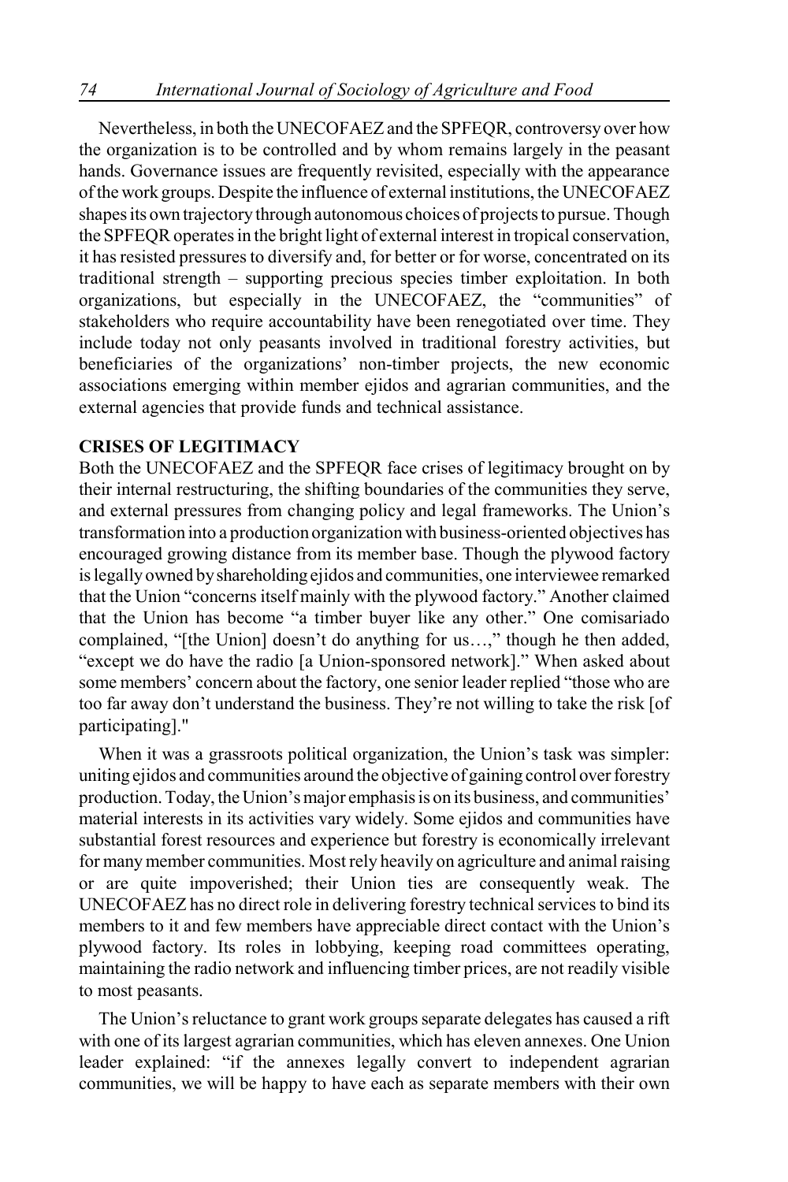Nevertheless, in both the UNECOFAEZ and the SPFEQR, controversy over how the organization is to be controlled and by whom remains largely in the peasant hands. Governance issues are frequently revisited, especially with the appearance of the work groups. Despite the influence of external institutions, the UNECOFAEZ shapes its own trajectory through autonomous choices of projects to pursue. Though the SPFEQR operates in the bright light of external interest in tropical conservation, it has resisted pressures to diversify and, for better or for worse, concentrated on its traditional strength – supporting precious species timber exploitation. In both organizations, but especially in the UNECOFAEZ, the "communities" of stakeholders who require accountability have been renegotiated over time. They include today not only peasants involved in traditional forestry activities, but beneficiaries of the organizations' non-timber projects, the new economic associations emerging within member ejidos and agrarian communities, and the external agencies that provide funds and technical assistance.

## CRISES OF LEGITIMACY

Both the UNECOFAEZ and the SPFEQR face crises of legitimacy brought on by their internal restructuring, the shifting boundaries of the communities they serve, and external pressures from changing policy and legal frameworks. The Union's transformation into a production organization with business-oriented objectives has encouraged growing distance from its member base. Though the plywood factory is legally owned by shareholding ejidos and communities, one interviewee remarked that the Union "concerns itself mainly with the plywood factory." Another claimed that the Union has become "a timber buyer like any other." One comisariado complained, "[the Union] doesn't do anything for us…," though he then added, "except we do have the radio [a Union-sponsored network]." When asked about some members' concern about the factory, one senior leader replied "those who are too far away don't understand the business. They're not willing to take the risk [of participating]."

When it was a grassroots political organization, the Union's task was simpler: uniting ejidos and communities around the objective of gaining control over forestry production. Today, the Union's major emphasis is on its business, and communities' material interests in its activities vary widely. Some ejidos and communities have substantial forest resources and experience but forestry is economically irrelevant for many member communities. Most rely heavily on agriculture and animal raising or are quite impoverished; their Union ties are consequently weak. The UNECOFAEZ has no direct role in delivering forestry technical services to bind its members to it and few members have appreciable direct contact with the Union's plywood factory. Its roles in lobbying, keeping road committees operating, maintaining the radio network and influencing timber prices, are not readily visible to most peasants.

The Union's reluctance to grant work groups separate delegates has caused a rift with one of its largest agrarian communities, which has eleven annexes. One Union leader explained: "if the annexes legally convert to independent agrarian communities, we will be happy to have each as separate members with their own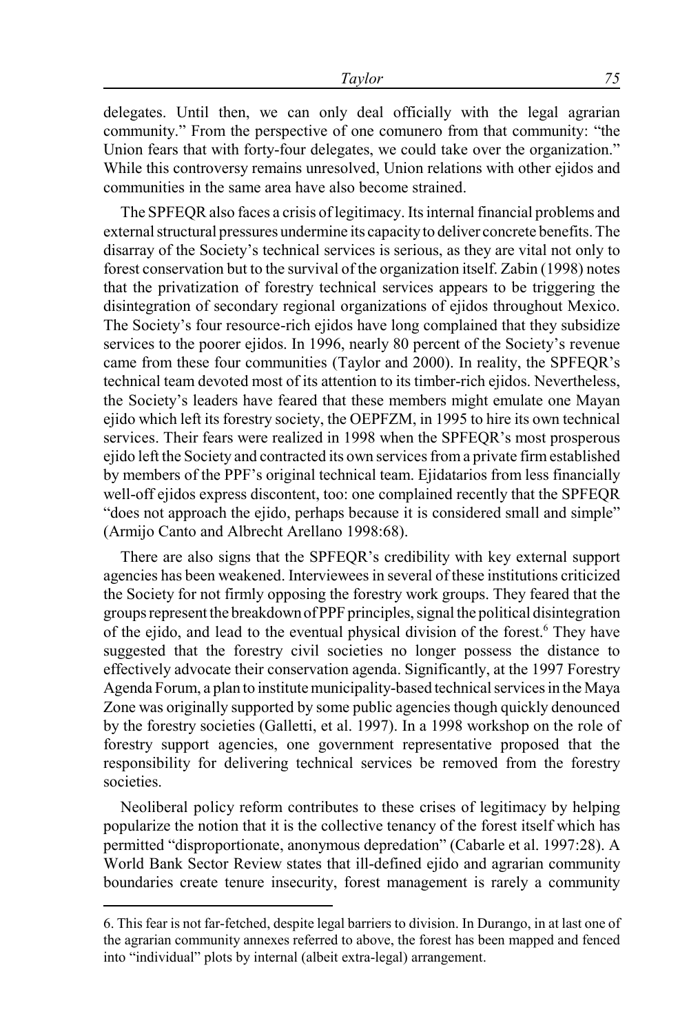delegates. Until then, we can only deal officially with the legal agrarian community." From the perspective of one comunero from that community: "the Union fears that with forty-four delegates, we could take over the organization." While this controversy remains unresolved, Union relations with other ejidos and communities in the same area have also become strained.

The SPFEQR also faces a crisis of legitimacy. Its internal financial problems and external structural pressures undermine its capacity to deliver concrete benefits. The disarray of the Society's technical services is serious, as they are vital not only to forest conservation but to the survival of the organization itself. Zabin (1998) notes that the privatization of forestry technical services appears to be triggering the disintegration of secondary regional organizations of ejidos throughout Mexico. The Society's four resource-rich ejidos have long complained that they subsidize services to the poorer ejidos. In 1996, nearly 80 percent of the Society's revenue came from these four communities (Taylor and 2000). In reality, the SPFEQR's technical team devoted most of its attention to its timber-rich ejidos. Nevertheless, the Society's leaders have feared that these members might emulate one Mayan ejido which left its forestry society, the OEPFZM, in 1995 to hire its own technical services. Their fears were realized in 1998 when the SPFEQR's most prosperous ejido left the Society and contracted its own services from a private firm established by members of the PPF's original technical team. Ejidatarios from less financially well-off ejidos express discontent, too: one complained recently that the SPFEQR "does not approach the ejido, perhaps because it is considered small and simple" (Armijo Canto and Albrecht Arellano 1998:68).

There are also signs that the SPFEQR's credibility with key external support agencies has been weakened. Interviewees in several of these institutions criticized the Society for not firmly opposing the forestry work groups. They feared that the groups represent the breakdown of PPF principles, signal the political disintegration of the ejido, and lead to the eventual physical division of the forest.[6] They have suggested that the forestry civil societies no longer possess the distance to effectively advocate their conservation agenda. Significantly, at the 1997 Forestry Agenda Forum, a plan to institute municipality-based technical services in the Maya Zone was originally supported by some public agencies though quickly denounced by the forestry societies (Galletti, et al. 1997). In a 1998 workshop on the role of forestry support agencies, one government representative proposed that the responsibility for delivering technical services be removed from the forestry societies.

Neoliberal policy reform contributes to these crises of legitimacy by helping popularize the notion that it is the collective tenancy of the forest itself which has permitted "disproportionate, anonymous depredation" (Cabarle et al. 1997:28). A World Bank Sector Review states that ill-defined ejido and agrarian community boundaries create tenure insecurity, forest management is rarely a community

6. This fear is not far-fetched, despite legal barriers to division. In Durango, in at last one of the agrarian community annexes referred to above, the forest has been mapped and fenced into "individual" plots by internal (albeit extra-legal) arrangement.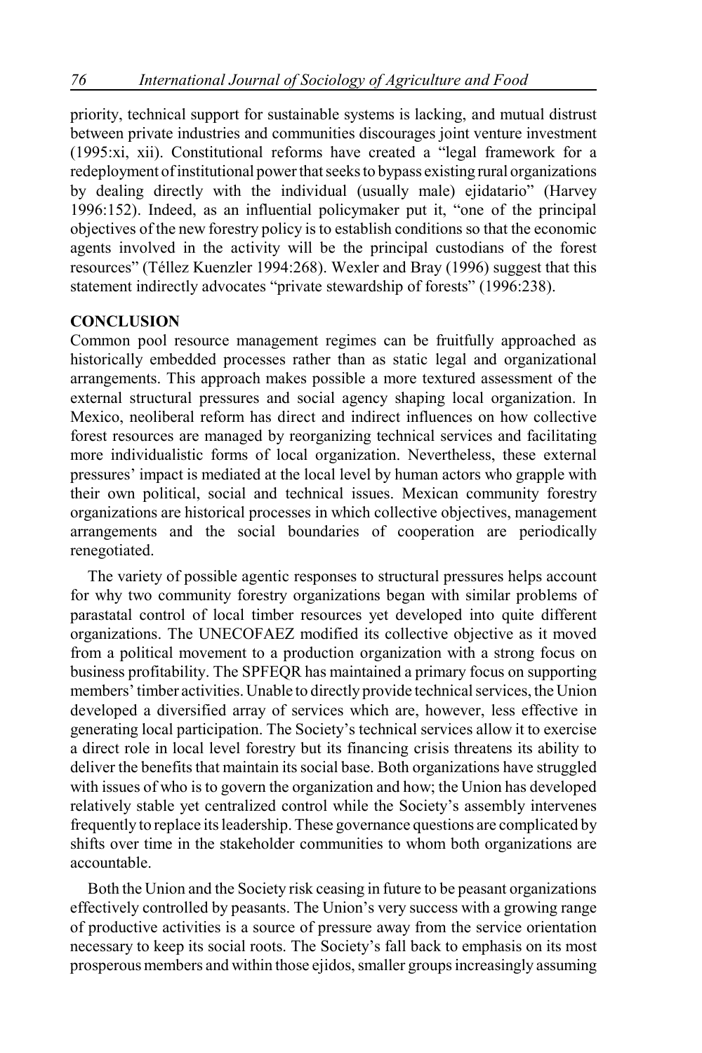priority, technical support for sustainable systems is lacking, and mutual distrust between private industries and communities discourages joint venture investment (1995:xi, xii). Constitutional reforms have created a "legal framework for a redeployment of institutional power that seeks to bypass existing rural organizations by dealing directly with the individual (usually male) ejidatario" (Harvey 1996:152). Indeed, as an influential policymaker put it, "one of the principal objectives of the new forestry policy is to establish conditions so that the economic agents involved in the activity will be the principal custodians of the forest resources" (Téllez Kuenzler 1994:268). Wexler and Bray (1996) suggest that this statement indirectly advocates "private stewardship of forests" (1996:238).

## CONCLUSION

Common pool resource management regimes can be fruitfully approached as historically embedded processes rather than as static legal and organizational arrangements. This approach makes possible a more textured assessment of the external structural pressures and social agency shaping local organization. In Mexico, neoliberal reform has direct and indirect influences on how collective forest resources are managed by reorganizing technical services and facilitating more individualistic forms of local organization. Nevertheless, these external pressures' impact is mediated at the local level by human actors who grapple with their own political, social and technical issues. Mexican community forestry organizations are historical processes in which collective objectives, management arrangements and the social boundaries of cooperation are periodically renegotiated.

The variety of possible agentic responses to structural pressures helps account for why two community forestry organizations began with similar problems of parastatal control of local timber resources yet developed into quite different organizations. The UNECOFAEZ modified its collective objective as it moved from a political movement to a production organization with a strong focus on business profitability. The SPFEQR has maintained a primary focus on supporting members' timber activities. Unable to directly provide technical services, the Union developed a diversified array of services which are, however, less effective in generating local participation. The Society's technical services allow it to exercise a direct role in local level forestry but its financing crisis threatens its ability to deliver the benefits that maintain its social base. Both organizations have struggled with issues of who is to govern the organization and how; the Union has developed relatively stable yet centralized control while the Society's assembly intervenes frequently to replace its leadership. These governance questions are complicated by shifts over time in the stakeholder communities to whom both organizations are accountable.

Both the Union and the Society risk ceasing in future to be peasant organizations effectively controlled by peasants. The Union's very success with a growing range of productive activities is a source of pressure away from the service orientation necessary to keep its social roots. The Society's fall back to emphasis on its most prosperous members and within those ejidos, smaller groups increasingly assuming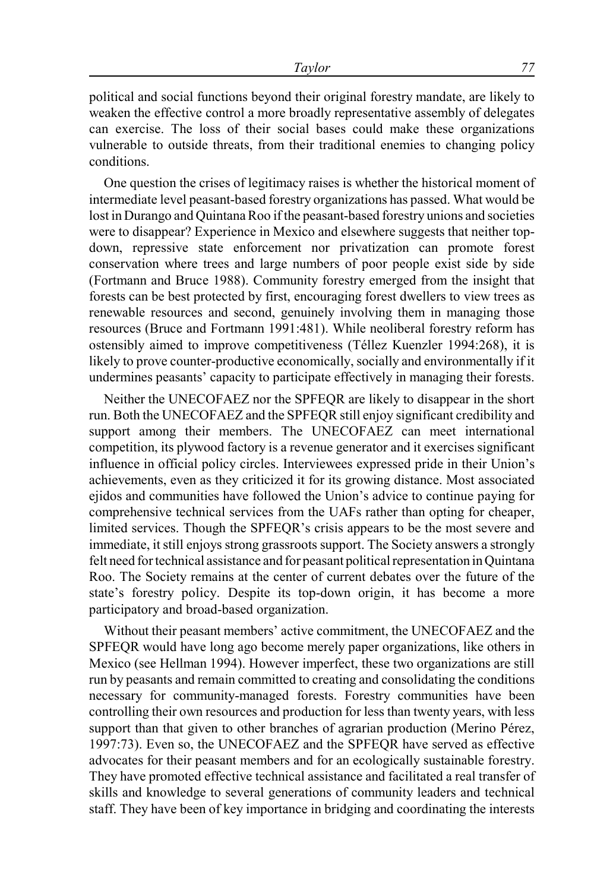political and social functions beyond their original forestry mandate, are likely to weaken the effective control a more broadly representative assembly of delegates can exercise. The loss of their social bases could make these organizations vulnerable to outside threats, from their traditional enemies to changing policy conditions.

One question the crises of legitimacy raises is whether the historical moment of intermediate level peasant-based forestry organizations has passed. What would be lost in Durango and Quintana Roo if the peasant-based forestry unions and societies were to disappear? Experience in Mexico and elsewhere suggests that neither top-down, repressive state enforcement nor privatization can promote forest conservation where trees and large numbers of poor people exist side by side (Fortmann and Bruce 1988). Community forestry emerged from the insight that forests can be best protected by first, encouraging forest dwellers to view trees as renewable resources and second, genuinely involving them in managing those resources (Bruce and Fortmann 1991:481). While neoliberal forestry reform has ostensibly aimed to improve competitiveness (Téllez Kuenzler 1994:268), it is likely to prove counter-productive economically, socially and environmentally if it undermines peasants' capacity to participate effectively in managing their forests.

Neither the UNECOFAEZ nor the SPFEQR are likely to disappear in the short run. Both the UNECOFAEZ and the SPFEQR still enjoy significant credibility and support among their members. The UNECOFAEZ can meet international competition, its plywood factory is a revenue generator and it exercises significant influence in official policy circles. Interviewees expressed pride in their Union's achievements, even as they criticized it for its growing distance. Most associated ejidos and communities have followed the Union's advice to continue paying for comprehensive technical services from the UAFs rather than opting for cheaper, limited services. Though the SPFEQR's crisis appears to be the most severe and immediate, it still enjoys strong grassroots support. The Society answers a strongly felt need for technical assistance and for peasant political representation in Quintana Roo. The Society remains at the center of current debates over the future of the state's forestry policy. Despite its top-down origin, it has become a more participatory and broad-based organization.

Without their peasant members' active commitment, the UNECOFAEZ and the SPFEQR would have long ago become merely paper organizations, like others in Mexico (see Hellman 1994). However imperfect, these two organizations are still run by peasants and remain committed to creating and consolidating the conditions necessary for community-managed forests. Forestry communities have been controlling their own resources and production for less than twenty years, with less support than that given to other branches of agrarian production (Merino Pérez, 1997:73). Even so, the UNECOFAEZ and the SPFEQR have served as effective advocates for their peasant members and for an ecologically sustainable forestry. They have promoted effective technical assistance and facilitated a real transfer of skills and knowledge to several generations of community leaders and technical staff. They have been of key importance in bridging and coordinating the interests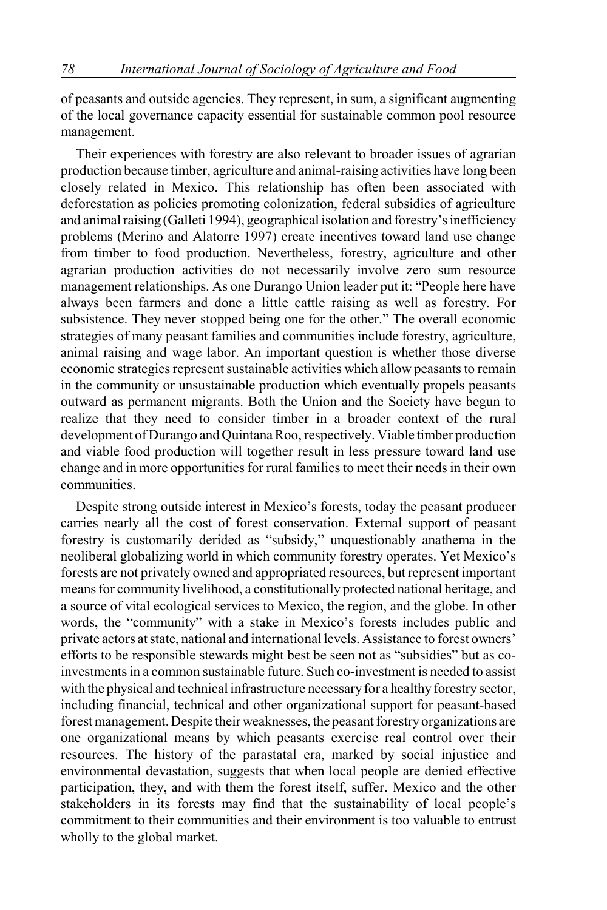of peasants and outside agencies. They represent, in sum, a significant augmenting of the local governance capacity essential for sustainable common pool resource management.

Their experiences with forestry are also relevant to broader issues of agrarian production because timber, agriculture and animal-raising activities have long been closely related in Mexico. This relationship has often been associated with deforestation as policies promoting colonization, federal subsidies of agriculture and animal raising (Galleti 1994), geographical isolation and forestry's inefficiency problems (Merino and Alatorre 1997) create incentives toward land use change from timber to food production. Nevertheless, forestry, agriculture and other agrarian production activities do not necessarily involve zero sum resource management relationships. As one Durango Union leader put it: "People here have always been farmers and done a little cattle raising as well as forestry. For subsistence. They never stopped being one for the other." The overall economic strategies of many peasant families and communities include forestry, agriculture, animal raising and wage labor. An important question is whether those diverse economic strategies represent sustainable activities which allow peasants to remain in the community or unsustainable production which eventually propels peasants outward as permanent migrants. Both the Union and the Society have begun to realize that they need to consider timber in a broader context of the rural development of Durango and Quintana Roo, respectively. Viable timber production and viable food production will together result in less pressure toward land use change and in more opportunities for rural families to meet their needs in their own communities.

Despite strong outside interest in Mexico's forests, today the peasant producer carries nearly all the cost of forest conservation. External support of peasant forestry is customarily derided as "subsidy," unquestionably anathema in the neoliberal globalizing world in which community forestry operates. Yet Mexico's forests are not privately owned and appropriated resources, but represent important means for community livelihood, a constitutionally protected national heritage, and a source of vital ecological services to Mexico, the region, and the globe. In other words, the "community" with a stake in Mexico's forests includes public and private actors at state, national and international levels. Assistance to forest owners' efforts to be responsible stewards might best be seen not as "subsidies" but as co-investments in a common sustainable future. Such co-investment is needed to assist with the physical and technical infrastructure necessary for a healthy forestry sector, including financial, technical and other organizational support for peasant-based forest management. Despite their weaknesses, the peasant forestry organizations are one organizational means by which peasants exercise real control over their resources. The history of the parastatal era, marked by social injustice and environmental devastation, suggests that when local people are denied effective participation, they, and with them the forest itself, suffer. Mexico and the other stakeholders in its forests may find that the sustainability of local people's commitment to their communities and their environment is too valuable to entrust wholly to the global market.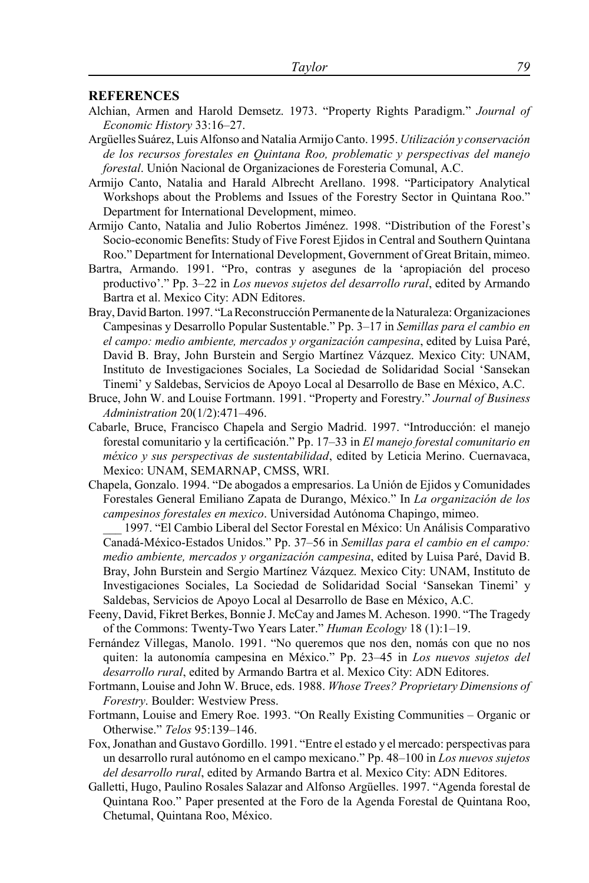## REFERENCES

Alchian, Armen and Harold Demsetz. 1973. "Property Rights Paradigm." *Journal of Economic History* 33:16–27.

Argüelles Suárez, Luis Alfonso and Natalia Armijo Canto. 1995. *Utilización y conservación de los recursos forestales en Quintana Roo, problematic y perspectivas del manejo forestal*. Unión Nacional de Organizaciones de Foresteria Comunal, A.C.

Armijo Canto, Natalia and Harald Albrecht Arellano. 1998. "Participatory Analytical Workshops about the Problems and Issues of the Forestry Sector in Quintana Roo." Department for International Development, mimeo.

Armijo Canto, Natalia and Julio Robertos Jiménez. 1998. "Distribution of the Forest's Socio-economic Benefits: Study of Five Forest Ejidos in Central and Southern Quintana Roo." Department for International Development, Government of Great Britain, mimeo.

Bartra, Armando. 1991. "Pro, contras y asegunes de la 'apropiación del proceso productivo'." Pp. 3–22 in *Los nuevos sujetos del desarrollo rural*, edited by Armando Bartra et al. Mexico City: ADN Editores.

Bray, David Barton. 1997. "La Reconstrucción Permanente de la Naturaleza: Organizaciones Campesinas y Desarrollo Popular Sustentable." Pp. 3–17 in *Semillas para el cambio en el campo: medio ambiente, mercados y organización campesina*, edited by Luisa Paré, David B. Bray, John Burstein and Sergio Martínez Vázquez. Mexico City: UNAM, Instituto de Investigaciones Sociales, La Sociedad de Solidaridad Social 'Sansekan Tinemi' y Saldebas, Servicios de Apoyo Local al Desarrollo de Base en México, A.C.

Bruce, John W. and Louise Fortmann. 1991. "Property and Forestry." *Journal of Business Administration* 20(1/2):471–496.

Cabarle, Bruce, Francisco Chapela and Sergio Madrid. 1997. "Introducción: el manejo forestal comunitario y la certificación." Pp. 17–33 in *El manejo forestal comunitario en méxico y sus perspectivas de sustentabilidad*, edited by Leticia Merino. Cuernavaca, Mexico: UNAM, SEMARNAP, CMSS, WRI.

Chapela, Gonzalo. 1994. "De abogados a empresarios. La Unión de Ejidos y Comunidades Forestales General Emiliano Zapata de Durango, México." In *La organización de los campesinos forestales en mexico*. Universidad Autónoma Chapingo, mimeo.

\_\_\_ 1997. "El Cambio Liberal del Sector Forestal en México: Un Análisis Comparativo Canadá-México-Estados Unidos." Pp. 37–56 in *Semillas para el cambio en el campo: medio ambiente, mercados y organización campesina*, edited by Luisa Paré, David B. Bray, John Burstein and Sergio Martínez Vázquez. Mexico City: UNAM, Instituto de Investigaciones Sociales, La Sociedad de Solidaridad Social 'Sansekan Tinemi' y Saldebas, Servicios de Apoyo Local al Desarrollo de Base en México, A.C.

Feeny, David, Fikret Berkes, Bonnie J. McCay and James M. Acheson. 1990. "The Tragedy of the Commons: Twenty-Two Years Later." *Human Ecology* 18 (1):1–19.

Fernández Villegas, Manolo. 1991. "No queremos que nos den, nomás con que no nos quiten: la autonomía campesina en México." Pp. 23–45 in *Los nuevos sujetos del desarrollo rural*, edited by Armando Bartra et al. Mexico City: ADN Editores.

Fortmann, Louise and John W. Bruce, eds. 1988. *Whose Trees? Proprietary Dimensions of Forestry*. Boulder: Westview Press.

Fortmann, Louise and Emery Roe. 1993. "On Really Existing Communities – Organic or Otherwise." *Telos* 95:139–146.

Fox, Jonathan and Gustavo Gordillo. 1991. "Entre el estado y el mercado: perspectivas para un desarrollo rural autónomo en el campo mexicano." Pp. 48–100 in *Los nuevos sujetos del desarrollo rural*, edited by Armando Bartra et al. Mexico City: ADN Editores.

Galletti, Hugo, Paulino Rosales Salazar and Alfonso Argüelles. 1997. "Agenda forestal de Quintana Roo." Paper presented at the Foro de la Agenda Forestal de Quintana Roo, Chetumal, Quintana Roo, México.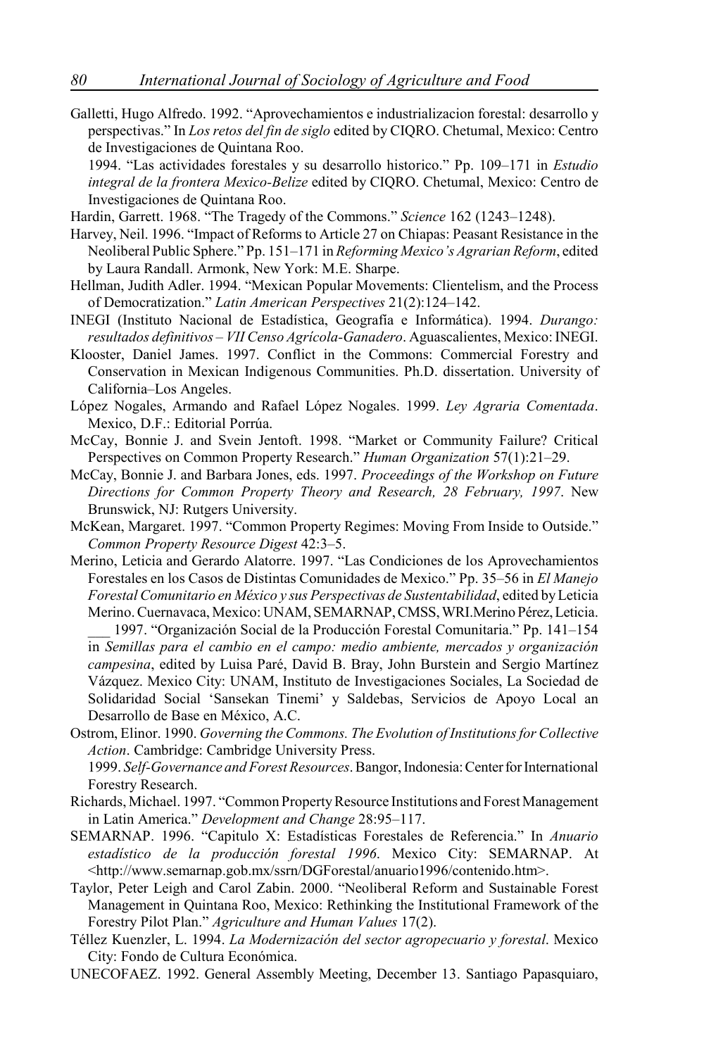Galletti, Hugo Alfredo. 1992. "Aprovechamientos e industrializacion forestal: desarrollo y perspectivas." In *Los retos del fin de siglo* edited by CIQRO. Chetumal, Mexico: Centro de Investigaciones de Quintana Roo.

1994. "Las actividades forestales y su desarrollo historico." Pp. 109–171 in *Estudio integral de la frontera Mexico-Belize* edited by CIQRO. Chetumal, Mexico: Centro de Investigaciones de Quintana Roo.

Hardin, Garrett. 1968. "The Tragedy of the Commons." *Science* 162 (1243–1248).

Harvey, Neil. 1996. "Impact of Reforms to Article 27 on Chiapas: Peasant Resistance in the Neoliberal Public Sphere." Pp. 151–171 in *Reforming Mexico's Agrarian Reform*, edited by Laura Randall. Armonk, New York: M.E. Sharpe.

Hellman, Judith Adler. 1994. "Mexican Popular Movements: Clientelism, and the Process of Democratization." *Latin American Perspectives* 21(2):124–142.

INEGI (Instituto Nacional de Estadística, Geografía e Informática). 1994. *Durango: resultados definitivos – VII Censo Agrícola-Ganadero*. Aguascalientes, Mexico: INEGI.

Klooster, Daniel James. 1997. Conflict in the Commons: Commercial Forestry and Conservation in Mexican Indigenous Communities. Ph.D. dissertation. University of California–Los Angeles.

López Nogales, Armando and Rafael López Nogales. 1999. *Ley Agraria Comentada*. Mexico, D.F.: Editorial Porrúa.

McCay, Bonnie J. and Svein Jentoft. 1998. "Market or Community Failure? Critical Perspectives on Common Property Research." *Human Organization* 57(1):21–29.

McCay, Bonnie J. and Barbara Jones, eds. 1997. *Proceedings of the Workshop on Future Directions for Common Property Theory and Research, 28 February, 1997*. New Brunswick, NJ: Rutgers University.

McKean, Margaret. 1997. "Common Property Regimes: Moving From Inside to Outside." *Common Property Resource Digest* 42:3–5.

Merino, Leticia and Gerardo Alatorre. 1997. "Las Condiciones de los Aprovechamientos Forestales en los Casos de Distintas Comunidades de Mexico." Pp. 35–56 in *El Manejo Forestal Comunitario en México y sus Perspectivas de Sustentabilidad*, edited by Leticia Merino. Cuernavaca, Mexico: UNAM, SEMARNAP, CMSS, WRI.Merino Pérez, Leticia.

___ 1997. "Organización Social de la Producción Forestal Comunitaria." Pp. 141–154 in *Semillas para el cambio en el campo: medio ambiente, mercados y organización campesina*, edited by Luisa Paré, David B. Bray, John Burstein and Sergio Martínez Vázquez. Mexico City: UNAM, Instituto de Investigaciones Sociales, La Sociedad de Solidaridad Social 'Sansekan Tinemi' y Saldebas, Servicios de Apoyo Local an Desarrollo de Base en México, A.C.

Ostrom, Elinor. 1990. *Governing the Commons. The Evolution of Institutions for Collective Action*. Cambridge: Cambridge University Press.

1999. *Self-Governance and Forest Resources*. Bangor, Indonesia: Center for International Forestry Research.

Richards, Michael. 1997. "Common Property Resource Institutions and Forest Management in Latin America." *Development and Change* 28:95–117.

SEMARNAP. 1996. "Capitulo X: Estadísticas Forestales de Referencia." In *Anuario estadístico de la producción forestal 1996*. Mexico City: SEMARNAP. At <http://www.semarnap.gob.mx/ssrn/DGForestal/anuario1996/contenido.htm>.

Taylor, Peter Leigh and Carol Zabin. 2000. "Neoliberal Reform and Sustainable Forest Management in Quintana Roo, Mexico: Rethinking the Institutional Framework of the Forestry Pilot Plan." *Agriculture and Human Values* 17(2).

Téllez Kuenzler, L. 1994. *La Modernización del sector agropecuario y forestal*. Mexico City: Fondo de Cultura Económica.

UNECOFAEZ. 1992. General Assembly Meeting, December 13. Santiago Papasquiaro,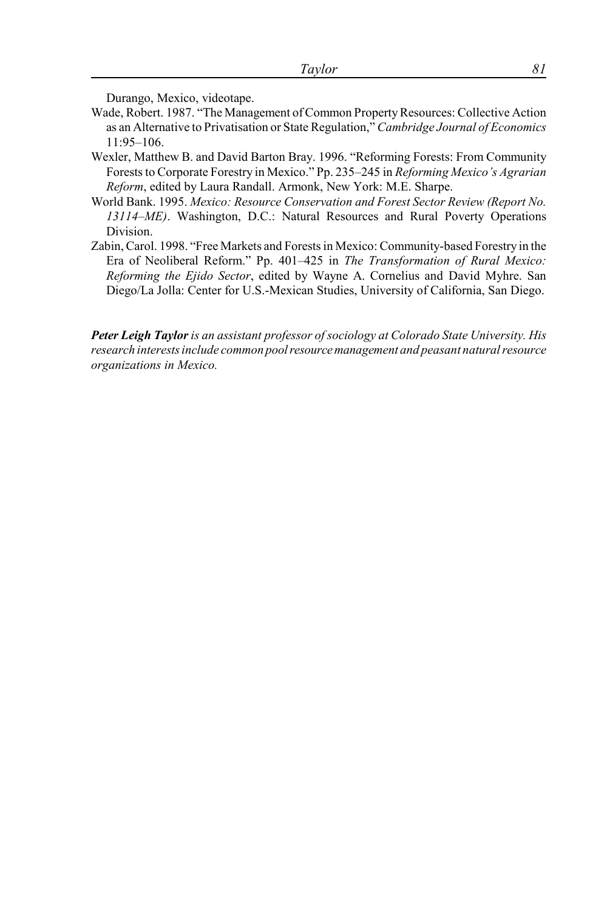Durango, Mexico, videotape.

Wade, Robert. 1987. "The Management of Common Property Resources: Collective Action as an Alternative to Privatisation or State Regulation," *Cambridge Journal of Economics* 11:95–106.

Wexler, Matthew B. and David Barton Bray. 1996. "Reforming Forests: From Community Forests to Corporate Forestry in Mexico." Pp. 235–245 in *Reforming Mexico's Agrarian Reform*, edited by Laura Randall. Armonk, New York: M.E. Sharpe.

World Bank. 1995. *Mexico: Resource Conservation and Forest Sector Review (Report No. 13114–ME)*. Washington, D.C.: Natural Resources and Rural Poverty Operations Division.

Zabin, Carol. 1998. "Free Markets and Forests in Mexico: Community-based Forestry in the Era of Neoliberal Reform." Pp. 401–425 in *The Transformation of Rural Mexico: Reforming the Ejido Sector*, edited by Wayne A. Cornelius and David Myhre. San Diego/La Jolla: Center for U.S.-Mexican Studies, University of California, San Diego.

***Peter Leigh Taylor** is an assistant professor of sociology at Colorado State University. His research interests include common pool resource management and peasant natural resource organizations in Mexico.*